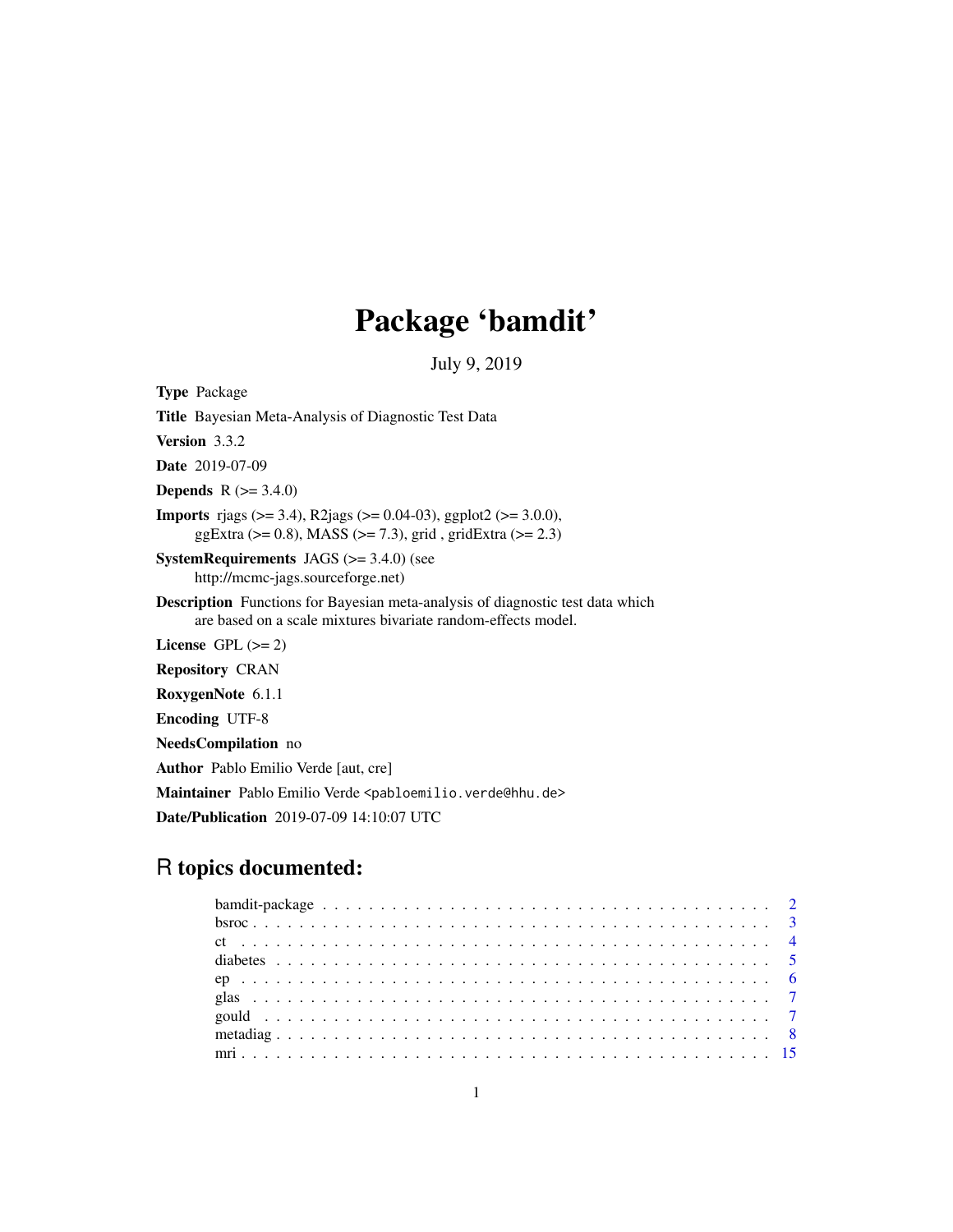# Package 'bamdit'

July 9, 2019

**Type** Package

**Title** Bayesian Meta-Analysis of Diagnostic Test Data

**Version** 3.3.2

**Date** 2019-07-09

**Depends** R (>= 3.4.0)

**Imports** rjags (>= 3.4), R2jags (>= 0.04-03), ggplot2 (>= 3.0.0), ggExtra (>= 0.8), MASS (>= 7.3), grid , gridExtra (>= 2.3)

**SystemRequirements** JAGS (>= 3.4.0) (see http://mcmc-jags.sourceforge.net)

**Description** Functions for Bayesian meta-analysis of diagnostic test data which are based on a scale mixtures bivariate random-effects model.

**License** GPL (>= 2)

**Repository** CRAN

**RoxygenNote** 6.1.1

**Encoding** UTF-8

**NeedsCompilation** no

**Author** Pablo Emilio Verde [aut, cre]

**Maintainer** Pablo Emilio Verde <pabloemilio.verde@hhu.de>

**Date/Publication** 2019-07-09 14:10:07 UTC

## R topics documented:

- bamdit-package . . . . . . . . . . . . . . . . . . . . . . . . . . . . . . . . . . . . 2
- bsroc . . . . . . . . . . . . . . . . . . . . . . . . . . . . . . . . . . . . . . . . . 3
- ct . . . . . . . . . . . . . . . . . . . . . . . . . . . . . . . . . . . . . . . . . . 4
- diabetes . . . . . . . . . . . . . . . . . . . . . . . . . . . . . . . . . . . . . . . 5
- ep . . . . . . . . . . . . . . . . . . . . . . . . . . . . . . . . . . . . . . . . . . 6
- glas . . . . . . . . . . . . . . . . . . . . . . . . . . . . . . . . . . . . . . . . . 7
- gould . . . . . . . . . . . . . . . . . . . . . . . . . . . . . . . . . . . . . . . . 7
- metadiag . . . . . . . . . . . . . . . . . . . . . . . . . . . . . . . . . . . . . . . 8
- mri . . . . . . . . . . . . . . . . . . . . . . . . . . . . . . . . . . . . . . . . . . 15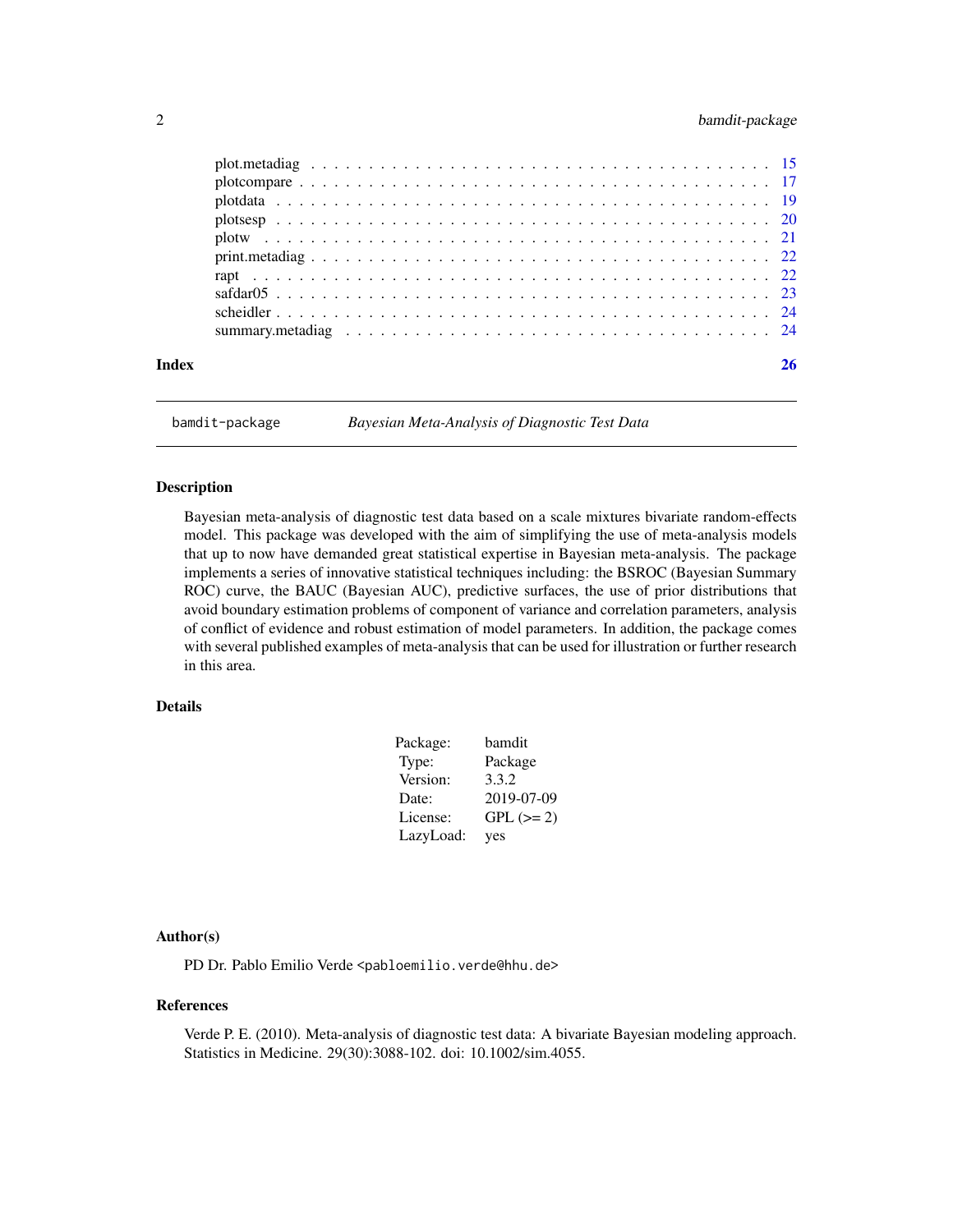plot.metadiag . . . . . . . . . . . . . . . . . . . . . . . . . . . . . . . . . . . . . 15
plotcompare . . . . . . . . . . . . . . . . . . . . . . . . . . . . . . . . . . . . . . 17
plotdata . . . . . . . . . . . . . . . . . . . . . . . . . . . . . . . . . . . . . . . . 19
plotsesp . . . . . . . . . . . . . . . . . . . . . . . . . . . . . . . . . . . . . . . . 20
plotw . . . . . . . . . . . . . . . . . . . . . . . . . . . . . . . . . . . . . . . . . 21
print.metadiag . . . . . . . . . . . . . . . . . . . . . . . . . . . . . . . . . . . . . 22
rapt . . . . . . . . . . . . . . . . . . . . . . . . . . . . . . . . . . . . . . . . . . 22
safdar05 . . . . . . . . . . . . . . . . . . . . . . . . . . . . . . . . . . . . . . . . 23
scheidler . . . . . . . . . . . . . . . . . . . . . . . . . . . . . . . . . . . . . . . . 24
summary.metadiag . . . . . . . . . . . . . . . . . . . . . . . . . . . . . . . . . . . . 24

**Index** **26**

---

bamdit-package *Bayesian Meta-Analysis of Diagnostic Test Data*

---

## Description

Bayesian meta-analysis of diagnostic test data based on a scale mixtures bivariate random-effects model. This package was developed with the aim of simplifying the use of meta-analysis models that up to now have demanded great statistical expertise in Bayesian meta-analysis. The package implements a series of innovative statistical techniques including: the BSROC (Bayesian Summary ROC) curve, the BAUC (Bayesian AUC), predictive surfaces, the use of prior distributions that avoid boundary estimation problems of component of variance and correlation parameters, analysis of conflict of evidence and robust estimation of model parameters. In addition, the package comes with several published examples of meta-analysis that can be used for illustration or further research in this area.

## Details

| | |
|---|---|
| Package: | bamdit |
| Type: | Package |
| Version: | 3.3.2 |
| Date: | 2019-07-09 |
| License: | GPL (>= 2) |
| LazyLoad: | yes |

## Author(s)

PD Dr. Pablo Emilio Verde <pabloemilio.verde@hhu.de>

## References

Verde P. E. (2010). Meta-analysis of diagnostic test data: A bivariate Bayesian modeling approach. Statistics in Medicine. 29(30):3088-102. doi: 10.1002/sim.4055.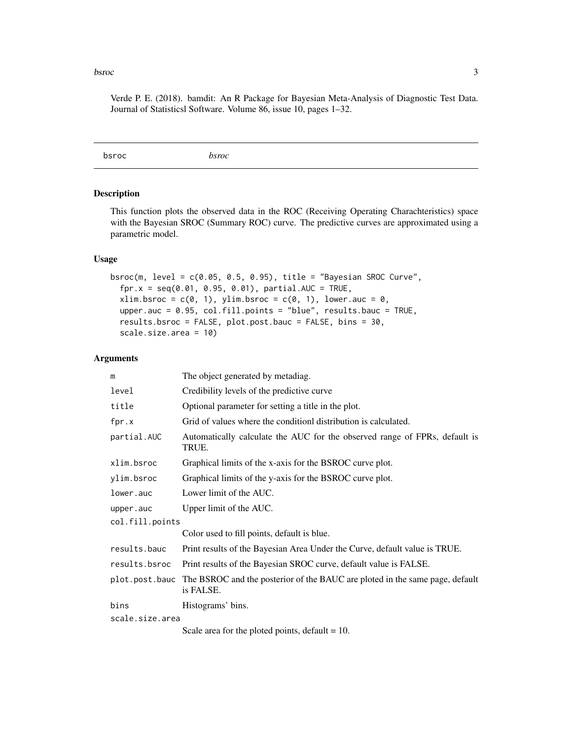Verde P. E. (2018). bamdit: An R Package for Bayesian Meta-Analysis of Diagnostic Test Data. Journal of Statisticsl Software. Volume 86, issue 10, pages 1–32.

---

## bsroc *bsroc*

---

### Description

This function plots the observed data in the ROC (Receiving Operating Charachteristics) space with the Bayesian SROC (Summary ROC) curve. The predictive curves are approximated using a parametric model.

### Usage

```
bsroc(m, level = c(0.05, 0.5, 0.95), title = "Bayesian SROC Curve",
  fpr.x = seq(0.01, 0.95, 0.01), partial.AUC = TRUE,
  xlim.bsroc = c(0, 1), ylim.bsroc = c(0, 1), lower.auc = 0,
  upper.auc = 0.95, col.fill.points = "blue", results.bauc = TRUE,
  results.bsroc = FALSE, plot.post.bauc = FALSE, bins = 30,
  scale.size.area = 10)
```

### Arguments

| | |
|---|---|
| `m` | The object generated by metadiag. |
| `level` | Credibility levels of the predictive curve |
| `title` | Optional parameter for setting a title in the plot. |
| `fpr.x` | Grid of values where the conditionl distribution is calculated. |
| `partial.AUC` | Automatically calculate the AUC for the observed range of FPRs, default is TRUE. |
| `xlim.bsroc` | Graphical limits of the x-axis for the BSROC curve plot. |
| `ylim.bsroc` | Graphical limits of the y-axis for the BSROC curve plot. |
| `lower.auc` | Lower limit of the AUC. |
| `upper.auc` | Upper limit of the AUC. |
| `col.fill.points` | Color used to fill points, default is blue. |
| `results.bauc` | Print results of the Bayesian Area Under the Curve, default value is TRUE. |
| `results.bsroc` | Print results of the Bayesian SROC curve, default value is FALSE. |
| `plot.post.bauc` | The BSROC and the posterior of the BAUC are ploted in the same page, default is FALSE. |
| `bins` | Histograms' bins. |
| `scale.size.area` | Scale area for the ploted points, default = 10. |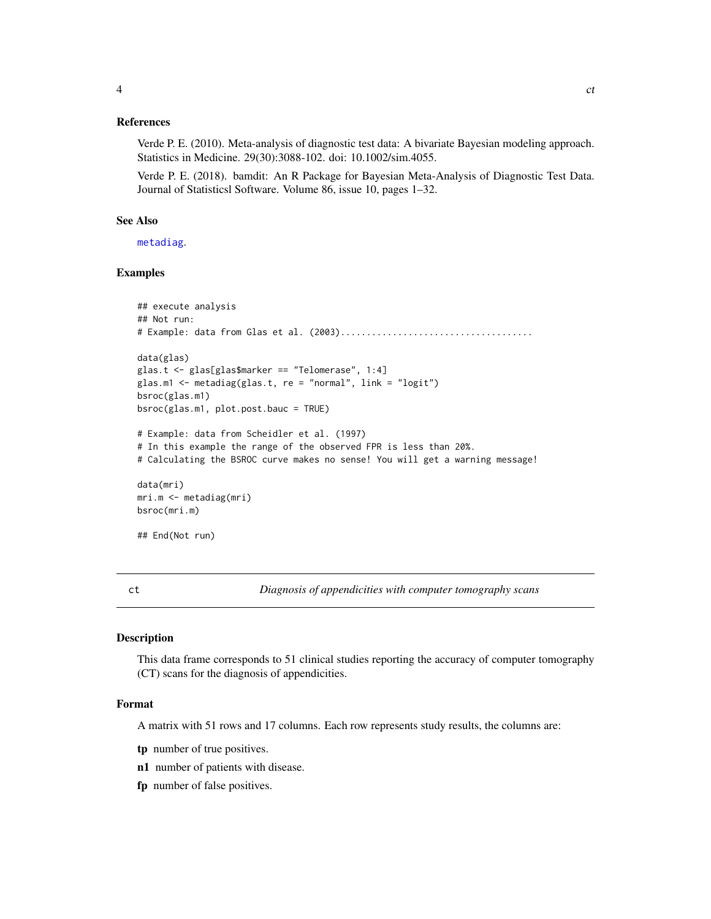### References

Verde P. E. (2010). Meta-analysis of diagnostic test data: A bivariate Bayesian modeling approach. Statistics in Medicine. 29(30):3088-102. doi: 10.1002/sim.4055.

Verde P. E. (2018). bamdit: An R Package for Bayesian Meta-Analysis of Diagnostic Test Data. Journal of Statisticsl Software. Volume 86, issue 10, pages 1–32.

### See Also

metadiag.

### Examples

```
## execute analysis
## Not run:
# Example: data from Glas et al. (2003)....................................

data(glas)
glas.t <- glas[glas$marker == "Telomerase", 1:4]
glas.m1 <- metadiag(glas.t, re = "normal", link = "logit")
bsroc(glas.m1)
bsroc(glas.m1, plot.post.bauc = TRUE)

# Example: data from Scheidler et al. (1997)
# In this example the range of the observed FPR is less than 20%.
# Calculating the BSROC curve makes no sense! You will get a warning message!

data(mri)
mri.m <- metadiag(mri)
bsroc(mri.m)

## End(Not run)
```

## ct — *Diagnosis of appendicities with computer tomography scans*

### Description

This data frame corresponds to 51 clinical studies reporting the accuracy of computer tomography (CT) scans for the diagnosis of appendicities.

### Format

A matrix with 51 rows and 17 columns. Each row represents study results, the columns are:

**tp** number of true positives.

**n1** number of patients with disease.

**fp** number of false positives.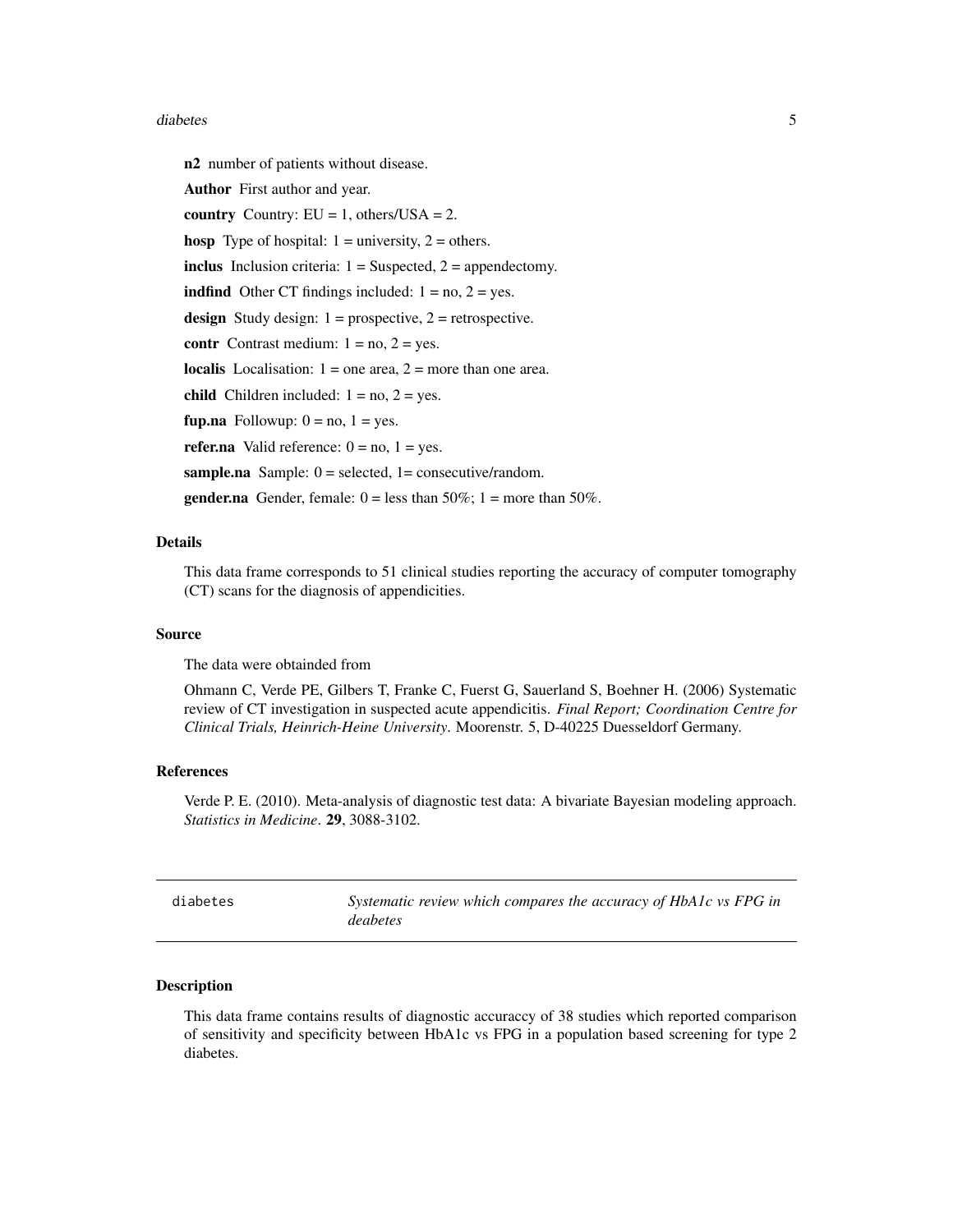**n2** number of patients without disease.

**Author** First author and year.

**country** Country: EU = 1, others/USA = 2.

**hosp** Type of hospital: 1 = university, 2 = others.

**inclus** Inclusion criteria: 1 = Suspected, 2 = appendectomy.

**indfind** Other CT findings included: 1 = no, 2 = yes.

**design** Study design: 1 = prospective, 2 = retrospective.

**contr** Contrast medium: 1 = no, 2 = yes.

**localis** Localisation: 1 = one area, 2 = more than one area.

**child** Children included: 1 = no, 2 = yes.

**fup.na** Followup: 0 = no, 1 = yes.

**refer.na** Valid reference: 0 = no, 1 = yes.

**sample.na** Sample: 0 = selected, 1= consecutive/random.

**gender.na** Gender, female: 0 = less than 50%; 1 = more than 50%.

### Details

This data frame corresponds to 51 clinical studies reporting the accuracy of computer tomography (CT) scans for the diagnosis of appendicities.

### Source

The data were obtainded from

Ohmann C, Verde PE, Gilbers T, Franke C, Fuerst G, Sauerland S, Boehner H. (2006) Systematic review of CT investigation in suspected acute appendicitis. *Final Report; Coordination Centre for Clinical Trials, Heinrich-Heine University*. Moorenstr. 5, D-40225 Duesseldorf Germany.

### References

Verde P. E. (2010). Meta-analysis of diagnostic test data: A bivariate Bayesian modeling approach. *Statistics in Medicine*. **29**, 3088-3102.

---

## diabetes — *Systematic review which compares the accuracy of HbA1c vs FPG in deabetes*

---

### Description

This data frame contains results of diagnostic accuraccy of 38 studies which reported comparison of sensitivity and specificity between HbA1c vs FPG in a population based screening for type 2 diabetes.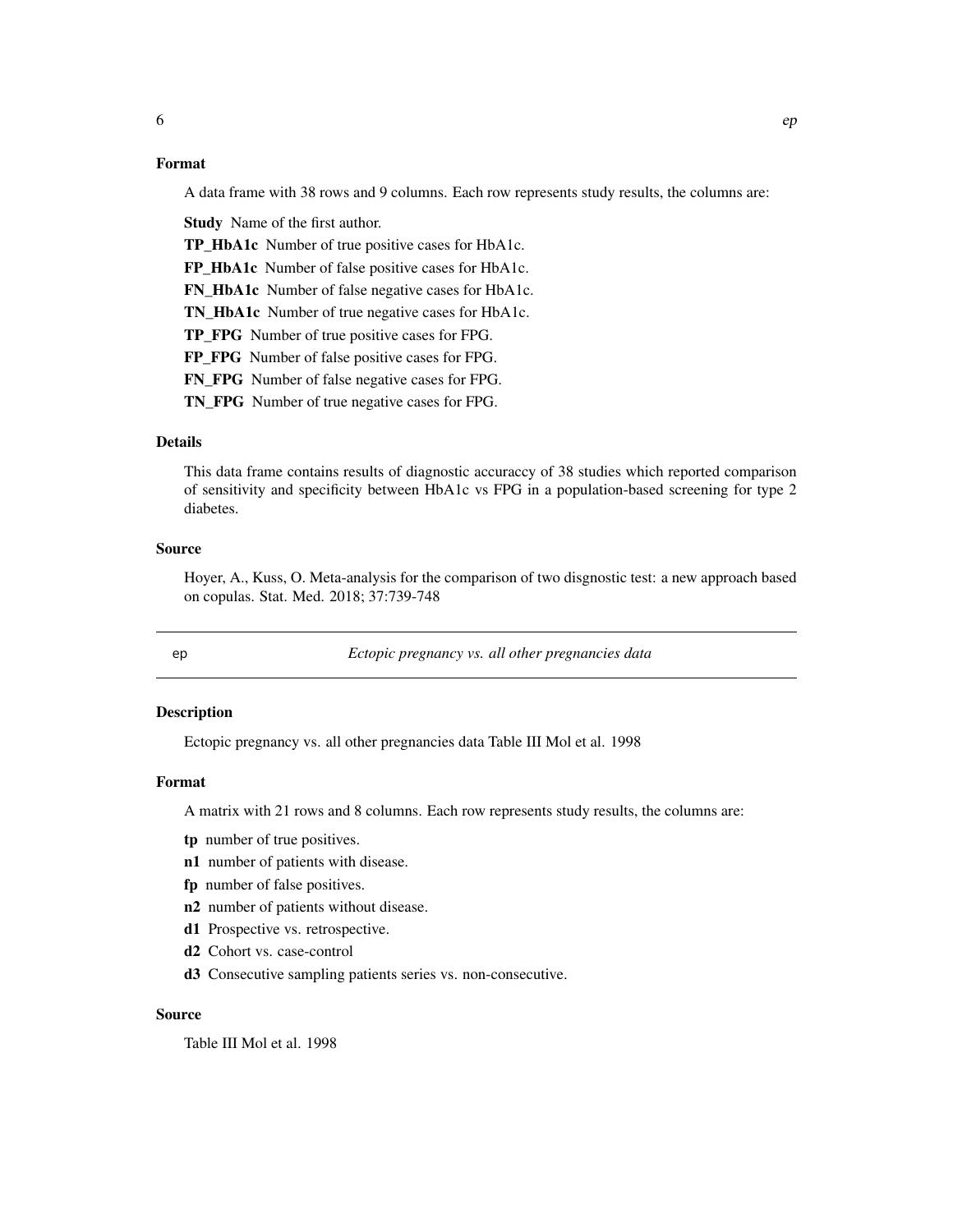### Format

A data frame with 38 rows and 9 columns. Each row represents study results, the columns are:

**Study** Name of the first author.

**TP_HbA1c** Number of true positive cases for HbA1c.

**FP_HbA1c** Number of false positive cases for HbA1c.

**FN_HbA1c** Number of false negative cases for HbA1c.

**TN_HbA1c** Number of true negative cases for HbA1c.

**TP_FPG** Number of true positive cases for FPG.

**FP_FPG** Number of false positive cases for FPG.

**FN_FPG** Number of false negative cases for FPG.

**TN_FPG** Number of true negative cases for FPG.

### Details

This data frame contains results of diagnostic accuraccy of 38 studies which reported comparison of sensitivity and specificity between HbA1c vs FPG in a population-based screening for type 2 diabetes.

### Source

Hoyer, A., Kuss, O. Meta-analysis for the comparison of two disgnostic test: a new approach based on copulas. Stat. Med. 2018; 37:739-748

---

## ep — *Ectopic pregnancy vs. all other pregnancies data*

### Description

Ectopic pregnancy vs. all other pregnancies data Table III Mol et al. 1998

### Format

A matrix with 21 rows and 8 columns. Each row represents study results, the columns are:

**tp** number of true positives.

**n1** number of patients with disease.

**fp** number of false positives.

**n2** number of patients without disease.

**d1** Prospective vs. retrospective.

**d2** Cohort vs. case-control

**d3** Consecutive sampling patients series vs. non-consecutive.

### Source

Table III Mol et al. 1998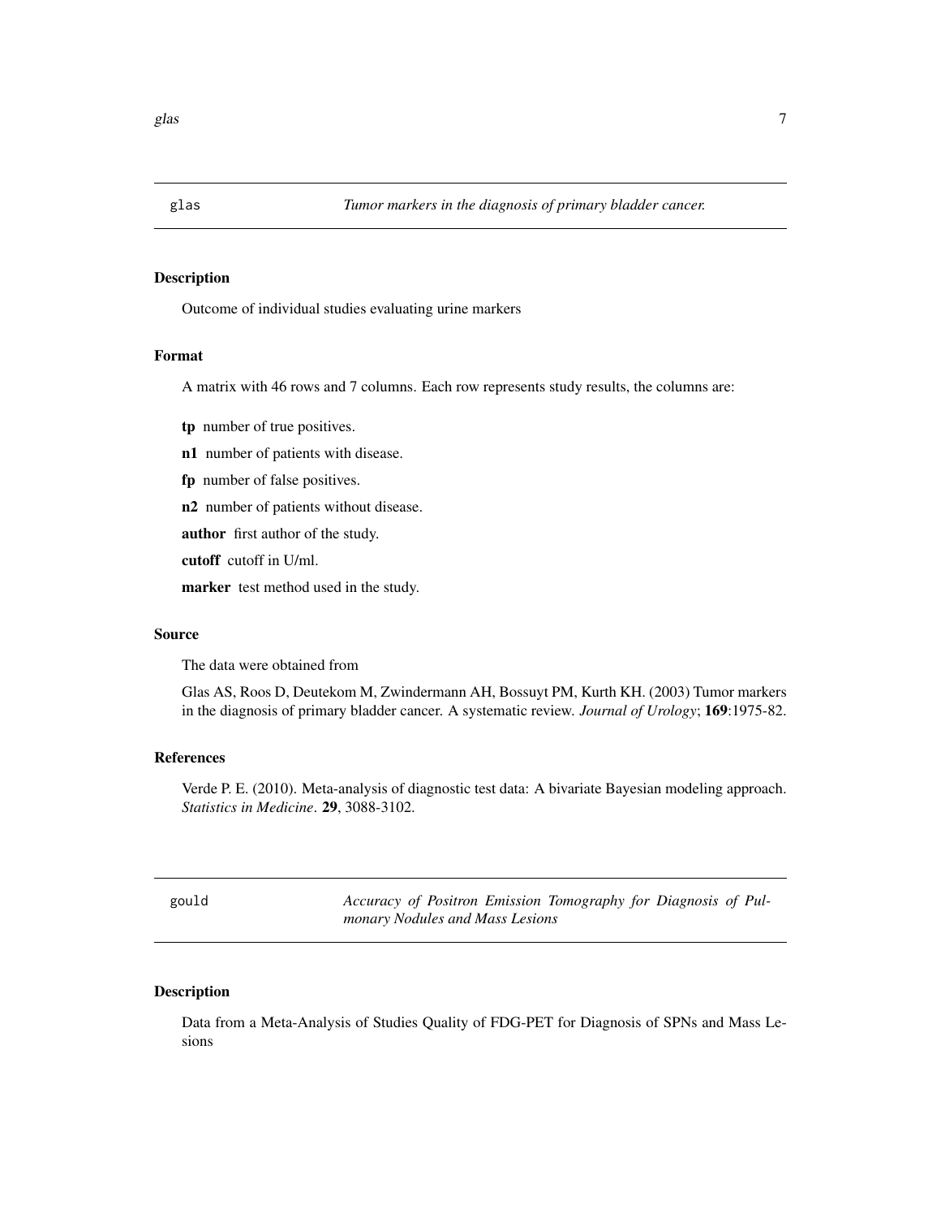## glas — *Tumor markers in the diagnosis of primary bladder cancer.*

### Description

Outcome of individual studies evaluating urine markers

### Format

A matrix with 46 rows and 7 columns. Each row represents study results, the columns are:

- **tp** number of true positives.
- **n1** number of patients with disease.
- **fp** number of false positives.
- **n2** number of patients without disease.
- **author** first author of the study.
- **cutoff** cutoff in U/ml.
- **marker** test method used in the study.

### Source

The data were obtained from

Glas AS, Roos D, Deutekom M, Zwindermann AH, Bossuyt PM, Kurth KH. (2003) Tumor markers in the diagnosis of primary bladder cancer. A systematic review. *Journal of Urology*; **169**:1975-82.

### References

Verde P. E. (2010). Meta-analysis of diagnostic test data: A bivariate Bayesian modeling approach. *Statistics in Medicine*. **29**, 3088-3102.

## gould — *Accuracy of Positron Emission Tomography for Diagnosis of Pulmonary Nodules and Mass Lesions*

### Description

Data from a Meta-Analysis of Studies Quality of FDG-PET for Diagnosis of SPNs and Mass Lesions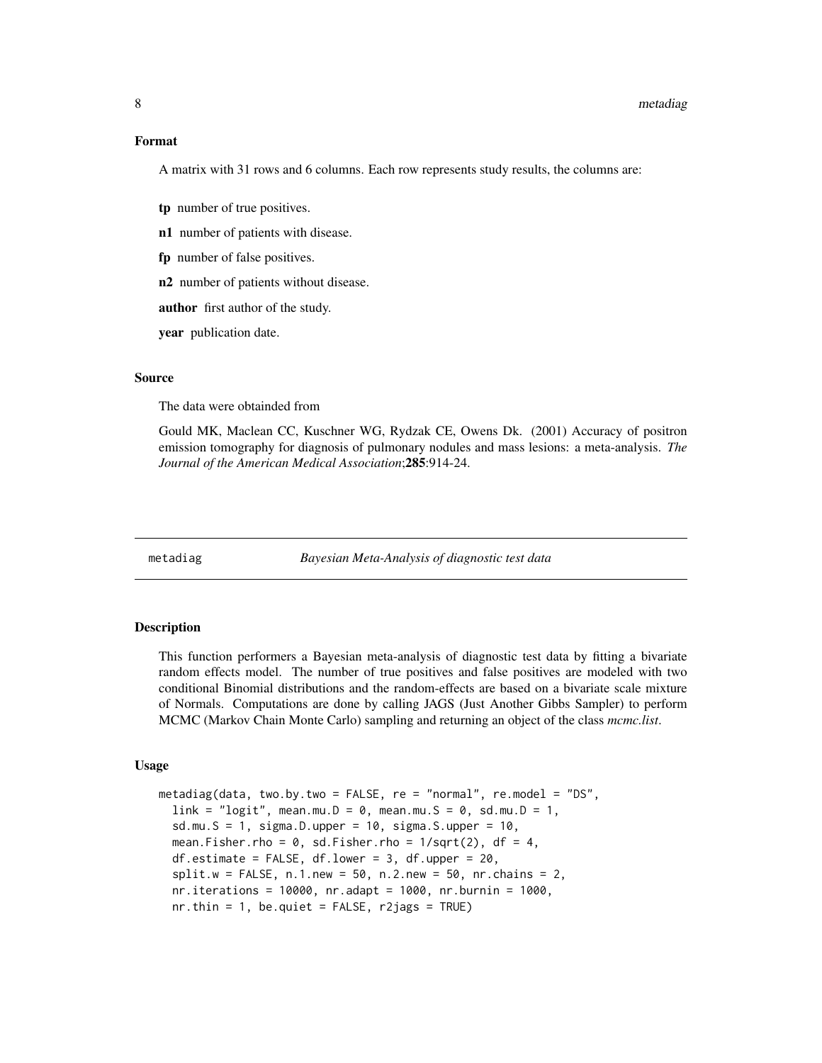### Format

A matrix with 31 rows and 6 columns. Each row represents study results, the columns are:

**tp** number of true positives.

**n1** number of patients with disease.

**fp** number of false positives.

**n2** number of patients without disease.

**author** first author of the study.

**year** publication date.

### Source

The data were obtainded from

Gould MK, Maclean CC, Kuschner WG, Rydzak CE, Owens Dk. (2001) Accuracy of positron emission tomography for diagnosis of pulmonary nodules and mass lesions: a meta-analysis. *The Journal of the American Medical Association*;**285**:914-24.

---

## metadiag — *Bayesian Meta-Analysis of diagnostic test data*

---

### Description

This function performers a Bayesian meta-analysis of diagnostic test data by fitting a bivariate random effects model. The number of true positives and false positives are modeled with two conditional Binomial distributions and the random-effects are based on a bivariate scale mixture of Normals. Computations are done by calling JAGS (Just Another Gibbs Sampler) to perform MCMC (Markov Chain Monte Carlo) sampling and returning an object of the class *mcmc.list*.

### Usage

```
metadiag(data, two.by.two = FALSE, re = "normal", re.model = "DS",
  link = "logit", mean.mu.D = 0, mean.mu.S = 0, sd.mu.D = 1,
  sd.mu.S = 1, sigma.D.upper = 10, sigma.S.upper = 10,
  mean.Fisher.rho = 0, sd.Fisher.rho = 1/sqrt(2), df = 4,
  df.estimate = FALSE, df.lower = 3, df.upper = 20,
  split.w = FALSE, n.1.new = 50, n.2.new = 50, nr.chains = 2,
  nr.iterations = 10000, nr.adapt = 1000, nr.burnin = 1000,
  nr.thin = 1, be.quiet = FALSE, r2jags = TRUE)
```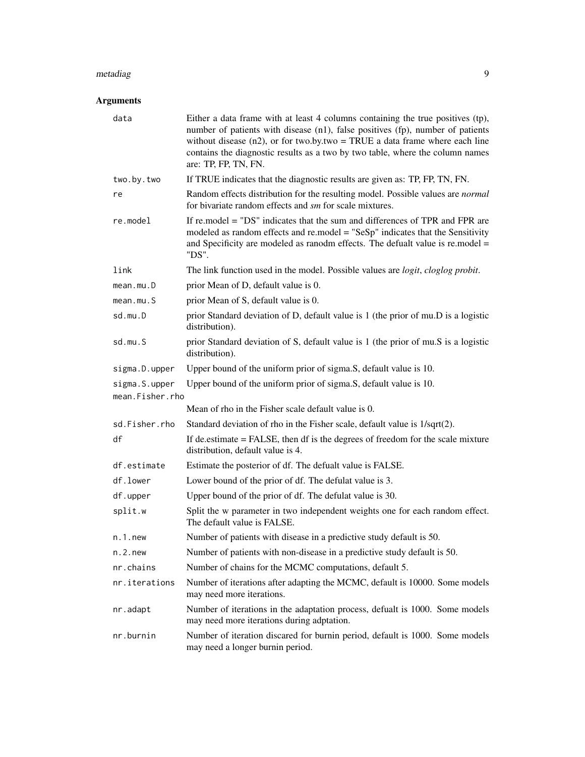## Arguments

- `data` — Either a data frame with at least 4 columns containing the true positives (tp), number of patients with disease (n1), false positives (fp), number of patients without disease (n2), or for two.by.two = TRUE a data frame where each line contains the diagnostic results as a two by two table, where the column names are: TP, FP, TN, FN.
- `two.by.two` — If TRUE indicates that the diagnostic results are given as: TP, FP, TN, FN.
- `re` — Random effects distribution for the resulting model. Possible values are *normal* for bivariate random effects and *sm* for scale mixtures.
- `re.model` — If re.model = "DS" indicates that the sum and differences of TPR and FPR are modeled as random effects and re.model = "SeSp" indicates that the Sensitivity and Specificity are modeled as ranodm effects. The defualt value is re.model = "DS".
- `link` — The link function used in the model. Possible values are *logit*, *cloglog probit*.
- `mean.mu.D` — prior Mean of D, default value is 0.
- `mean.mu.S` — prior Mean of S, default value is 0.
- `sd.mu.D` — prior Standard deviation of D, default value is 1 (the prior of mu.D is a logistic distribution).
- `sd.mu.S` — prior Standard deviation of S, default value is 1 (the prior of mu.S is a logistic distribution).
- `sigma.D.upper` — Upper bound of the uniform prior of sigma.S, default value is 10.
- `sigma.S.upper` — Upper bound of the uniform prior of sigma.S, default value is 10.
- `mean.Fisher.rho` — Mean of rho in the Fisher scale default value is 0.
- `sd.Fisher.rho` — Standard deviation of rho in the Fisher scale, default value is 1/sqrt(2).
- `df` — If de.estimate = FALSE, then df is the degrees of freedom for the scale mixture distribution, default value is 4.
- `df.estimate` — Estimate the posterior of df. The defualt value is FALSE.
- `df.lower` — Lower bound of the prior of df. The defulat value is 3.
- `df.upper` — Upper bound of the prior of df. The defulat value is 30.
- `split.w` — Split the w parameter in two independent weights one for each random effect. The default value is FALSE.
- `n.1.new` — Number of patients with disease in a predictive study default is 50.
- `n.2.new` — Number of patients with non-disease in a predictive study default is 50.
- `nr.chains` — Number of chains for the MCMC computations, default 5.
- `nr.iterations` — Number of iterations after adapting the MCMC, default is 10000. Some models may need more iterations.
- `nr.adapt` — Number of iterations in the adaptation process, defualt is 1000. Some models may need more iterations during adptation.
- `nr.burnin` — Number of iteration discared for burnin period, default is 1000. Some models may need a longer burnin period.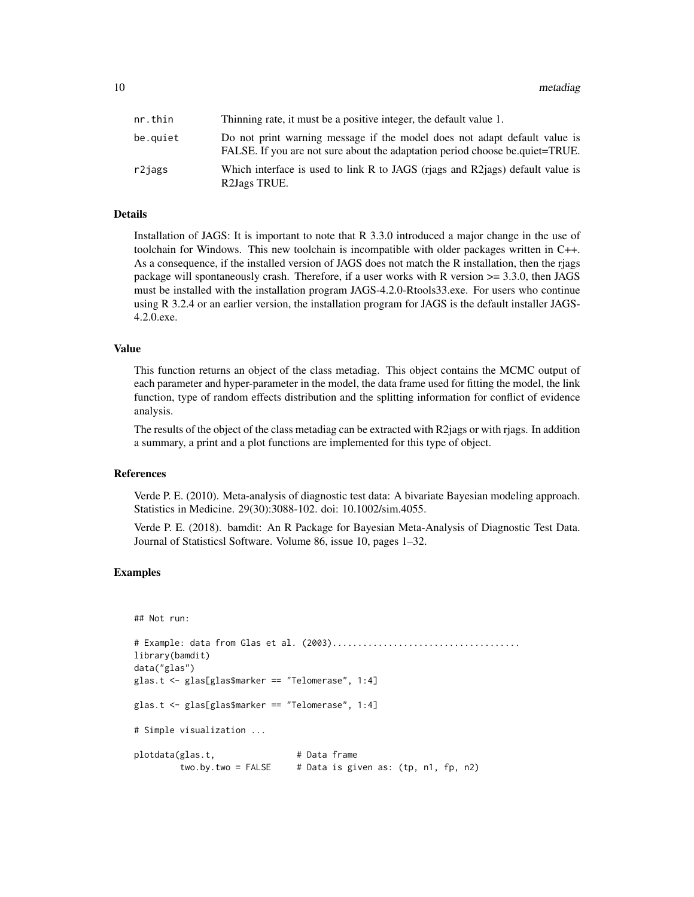| | |
|---|---|
| nr.thin | Thinning rate, it must be a positive integer, the default value 1. |
| be.quiet | Do not print warning message if the model does not adapt default value is FALSE. If you are not sure about the adaptation period choose be.quiet=TRUE. |
| r2jags | Which interface is used to link R to JAGS (rjags and R2jags) default value is R2Jags TRUE. |

### Details

Installation of JAGS: It is important to note that R 3.3.0 introduced a major change in the use of toolchain for Windows. This new toolchain is incompatible with older packages written in C++. As a consequence, if the installed version of JAGS does not match the R installation, then the rjags package will spontaneously crash. Therefore, if a user works with R version >= 3.3.0, then JAGS must be installed with the installation program JAGS-4.2.0-Rtools33.exe. For users who continue using R 3.2.4 or an earlier version, the installation program for JAGS is the default installer JAGS-4.2.0.exe.

### Value

This function returns an object of the class metadiag. This object contains the MCMC output of each parameter and hyper-parameter in the model, the data frame used for fitting the model, the link function, type of random effects distribution and the splitting information for conflict of evidence analysis.

The results of the object of the class metadiag can be extracted with R2jags or with rjags. In addition a summary, a print and a plot functions are implemented for this type of object.

### References

Verde P. E. (2010). Meta-analysis of diagnostic test data: A bivariate Bayesian modeling approach. Statistics in Medicine. 29(30):3088-102. doi: 10.1002/sim.4055.

Verde P. E. (2018). bamdit: An R Package for Bayesian Meta-Analysis of Diagnostic Test Data. Journal of Statisticsl Software. Volume 86, issue 10, pages 1–32.

### Examples

```
## Not run:

# Example: data from Glas et al. (2003).....................................
library(bamdit)
data("glas")
glas.t <- glas[glas$marker == "Telomerase", 1:4]

glas.t <- glas[glas$marker == "Telomerase", 1:4]

# Simple visualization ...

plotdata(glas.t,                # Data frame
         two.by.two = FALSE     # Data is given as: (tp, n1, fp, n2)
```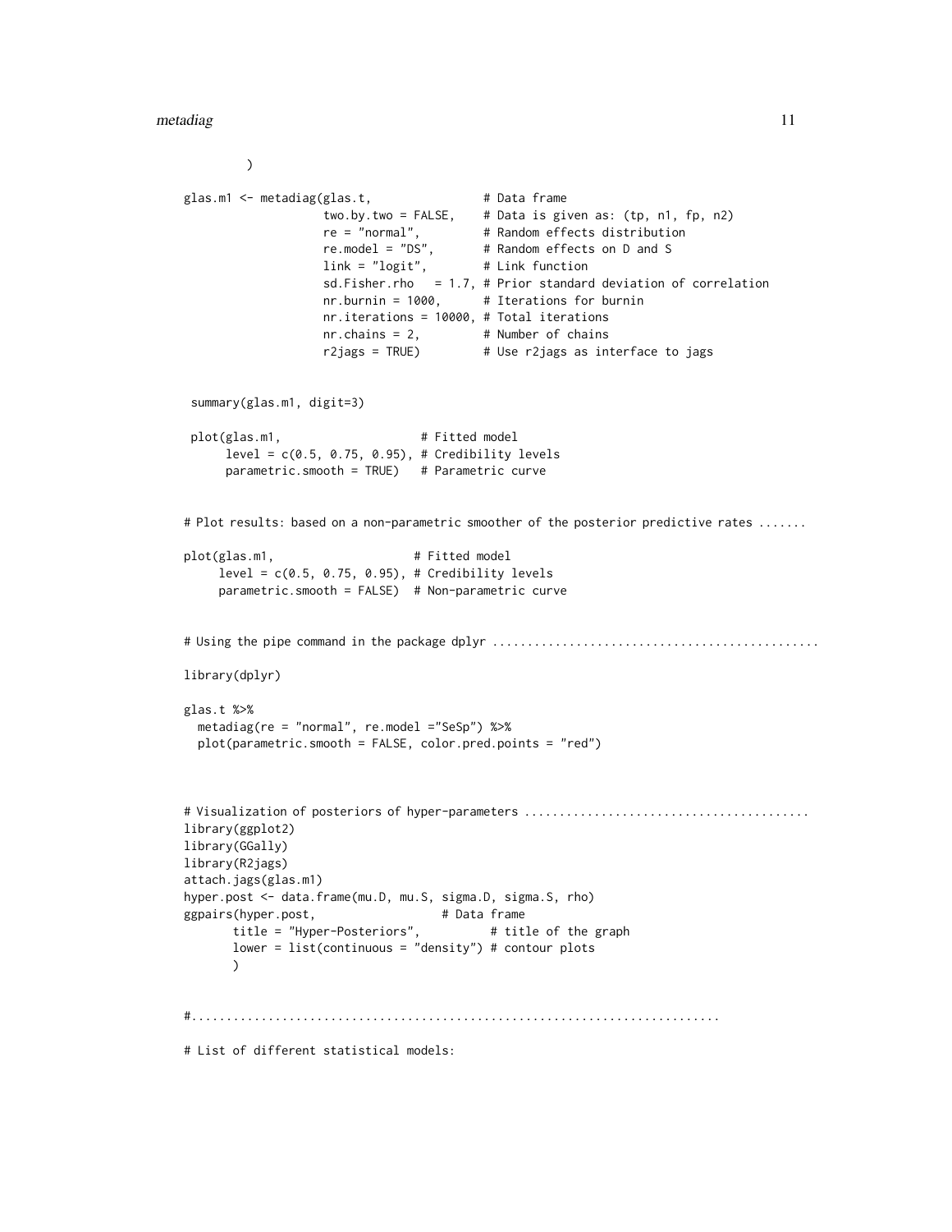```
          )

glas.m1 <- metadiag(glas.t,                # Data frame
                    two.by.two = FALSE,    # Data is given as: (tp, n1, fp, n2)
                    re = "normal",         # Random effects distribution
                    re.model = "DS",       # Random effects on D and S
                    link = "logit",        # Link function
                    sd.Fisher.rho   = 1.7, # Prior standard deviation of correlation
                    nr.burnin = 1000,      # Iterations for burnin
                    nr.iterations = 10000, # Total iterations
                    nr.chains = 2,         # Number of chains
                    r2jags = TRUE)         # Use r2jags as interface to jags


 summary(glas.m1, digit=3)

 plot(glas.m1,                    # Fitted model
      level = c(0.5, 0.75, 0.95), # Credibility levels
      parametric.smooth = TRUE)   # Parametric curve


# Plot results: based on a non-parametric smoother of the posterior predictive rates .......

plot(glas.m1,                    # Fitted model
     level = c(0.5, 0.75, 0.95), # Credibility levels
     parametric.smooth = FALSE)  # Non-parametric curve


# Using the pipe command in the package dplyr ...............................................

library(dplyr)

glas.t %>%
  metadiag(re = "normal", re.model ="SeSp") %>%
  plot(parametric.smooth = FALSE, color.pred.points = "red")



# Visualization of posteriors of hyper-parameters .........................................
library(ggplot2)
library(GGally)
library(R2jags)
attach.jags(glas.m1)
hyper.post <- data.frame(mu.D, mu.S, sigma.D, sigma.S, rho)
ggpairs(hyper.post,                  # Data frame
       title = "Hyper-Posteriors",          # title of the graph
       lower = list(continuous = "density") # contour plots
       )


#............................................................................

# List of different statistical models:
```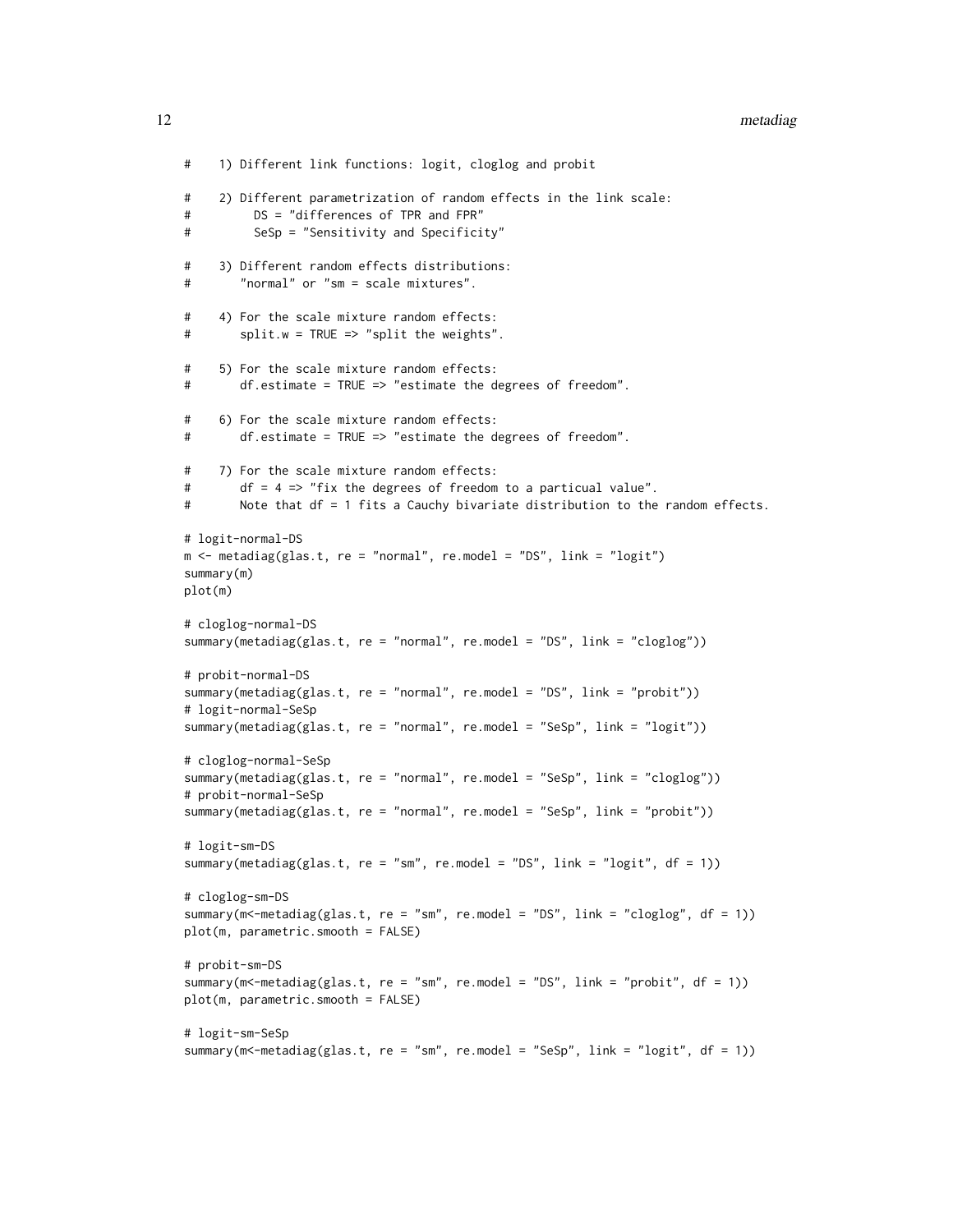```
#    1) Different link functions: logit, cloglog and probit

#    2) Different parametrization of random effects in the link scale:
#         DS = "differences of TPR and FPR"
#         SeSp = "Sensitivity and Specificity"

#    3) Different random effects distributions:
#       "normal" or "sm = scale mixtures".

#    4) For the scale mixture random effects:
#       split.w = TRUE => "split the weights".

#    5) For the scale mixture random effects:
#       df.estimate = TRUE => "estimate the degrees of freedom".

#    6) For the scale mixture random effects:
#       df.estimate = TRUE => "estimate the degrees of freedom".

#    7) For the scale mixture random effects:
#       df = 4 => "fix the degrees of freedom to a particual value".
#       Note that df = 1 fits a Cauchy bivariate distribution to the random effects.

# logit-normal-DS
m <- metadiag(glas.t, re = "normal", re.model = "DS", link = "logit")
summary(m)
plot(m)

# cloglog-normal-DS
summary(metadiag(glas.t, re = "normal", re.model = "DS", link = "cloglog"))

# probit-normal-DS
summary(metadiag(glas.t, re = "normal", re.model = "DS", link = "probit"))
# logit-normal-SeSp
summary(metadiag(glas.t, re = "normal", re.model = "SeSp", link = "logit"))

# cloglog-normal-SeSp
summary(metadiag(glas.t, re = "normal", re.model = "SeSp", link = "cloglog"))
# probit-normal-SeSp
summary(metadiag(glas.t, re = "normal", re.model = "SeSp", link = "probit"))

# logit-sm-DS
summary(metadiag(glas.t, re = "sm", re.model = "DS", link = "logit", df = 1))

# cloglog-sm-DS
summary(m<-metadiag(glas.t, re = "sm", re.model = "DS", link = "cloglog", df = 1))
plot(m, parametric.smooth = FALSE)

# probit-sm-DS
summary(m<-metadiag(glas.t, re = "sm", re.model = "DS", link = "probit", df = 1))
plot(m, parametric.smooth = FALSE)

# logit-sm-SeSp
summary(m<-metadiag(glas.t, re = "sm", re.model = "SeSp", link = "logit", df = 1))
```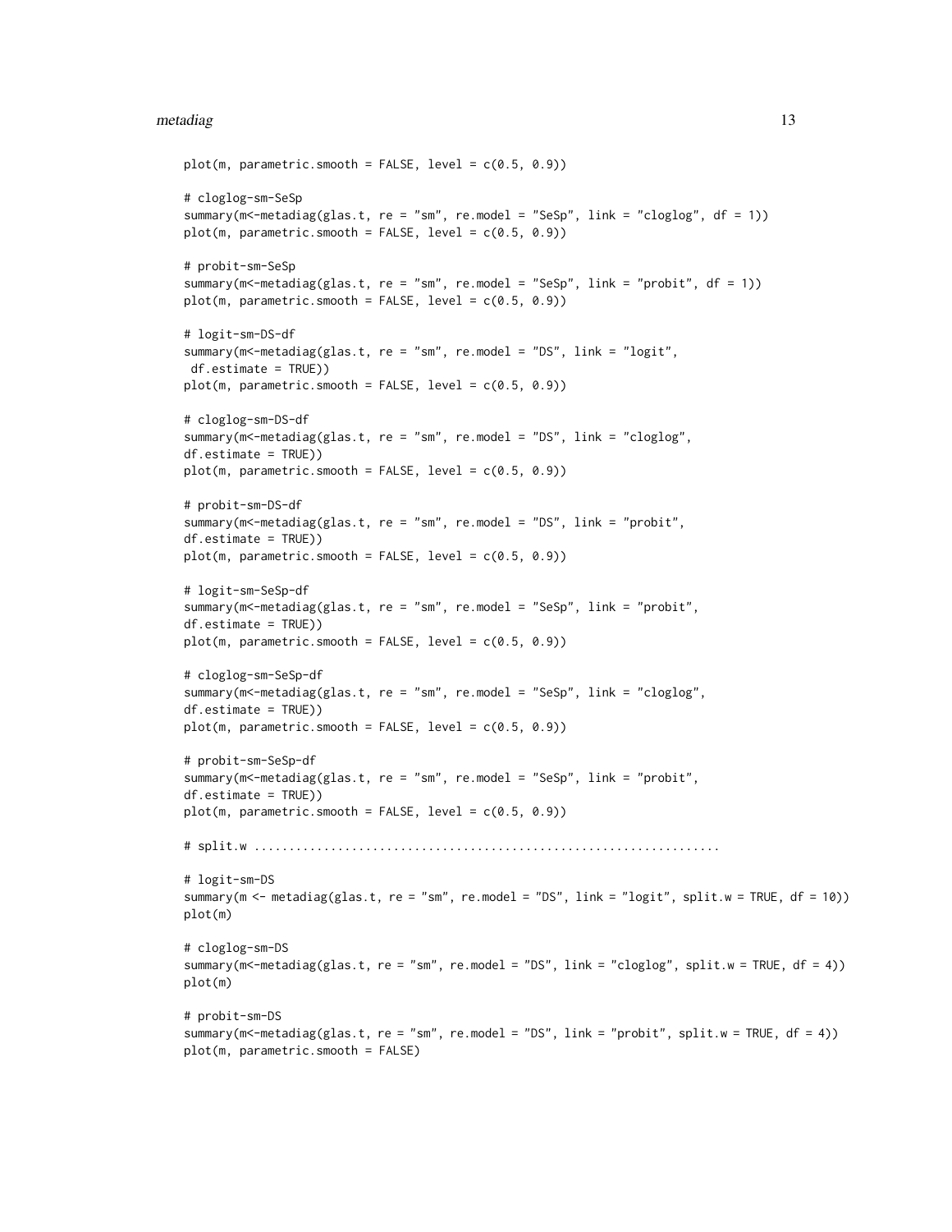```
plot(m, parametric.smooth = FALSE, level = c(0.5, 0.9))

# cloglog-sm-SeSp
summary(m<-metadiag(glas.t, re = "sm", re.model = "SeSp", link = "cloglog", df = 1))
plot(m, parametric.smooth = FALSE, level = c(0.5, 0.9))

# probit-sm-SeSp
summary(m<-metadiag(glas.t, re = "sm", re.model = "SeSp", link = "probit", df = 1))
plot(m, parametric.smooth = FALSE, level = c(0.5, 0.9))

# logit-sm-DS-df
summary(m<-metadiag(glas.t, re = "sm", re.model = "DS", link = "logit",
 df.estimate = TRUE))
plot(m, parametric.smooth = FALSE, level = c(0.5, 0.9))

# cloglog-sm-DS-df
summary(m<-metadiag(glas.t, re = "sm", re.model = "DS", link = "cloglog",
df.estimate = TRUE))
plot(m, parametric.smooth = FALSE, level = c(0.5, 0.9))

# probit-sm-DS-df
summary(m<-metadiag(glas.t, re = "sm", re.model = "DS", link = "probit",
df.estimate = TRUE))
plot(m, parametric.smooth = FALSE, level = c(0.5, 0.9))

# logit-sm-SeSp-df
summary(m<-metadiag(glas.t, re = "sm", re.model = "SeSp", link = "probit",
df.estimate = TRUE))
plot(m, parametric.smooth = FALSE, level = c(0.5, 0.9))

# cloglog-sm-SeSp-df
summary(m<-metadiag(glas.t, re = "sm", re.model = "SeSp", link = "cloglog",
df.estimate = TRUE))
plot(m, parametric.smooth = FALSE, level = c(0.5, 0.9))

# probit-sm-SeSp-df
summary(m<-metadiag(glas.t, re = "sm", re.model = "SeSp", link = "probit",
df.estimate = TRUE))
plot(m, parametric.smooth = FALSE, level = c(0.5, 0.9))

# split.w ..................................................................

# logit-sm-DS
summary(m <- metadiag(glas.t, re = "sm", re.model = "DS", link = "logit", split.w = TRUE, df = 10))
plot(m)

# cloglog-sm-DS
summary(m<-metadiag(glas.t, re = "sm", re.model = "DS", link = "cloglog", split.w = TRUE, df = 4))
plot(m)

# probit-sm-DS
summary(m<-metadiag(glas.t, re = "sm", re.model = "DS", link = "probit", split.w = TRUE, df = 4))
plot(m, parametric.smooth = FALSE)
```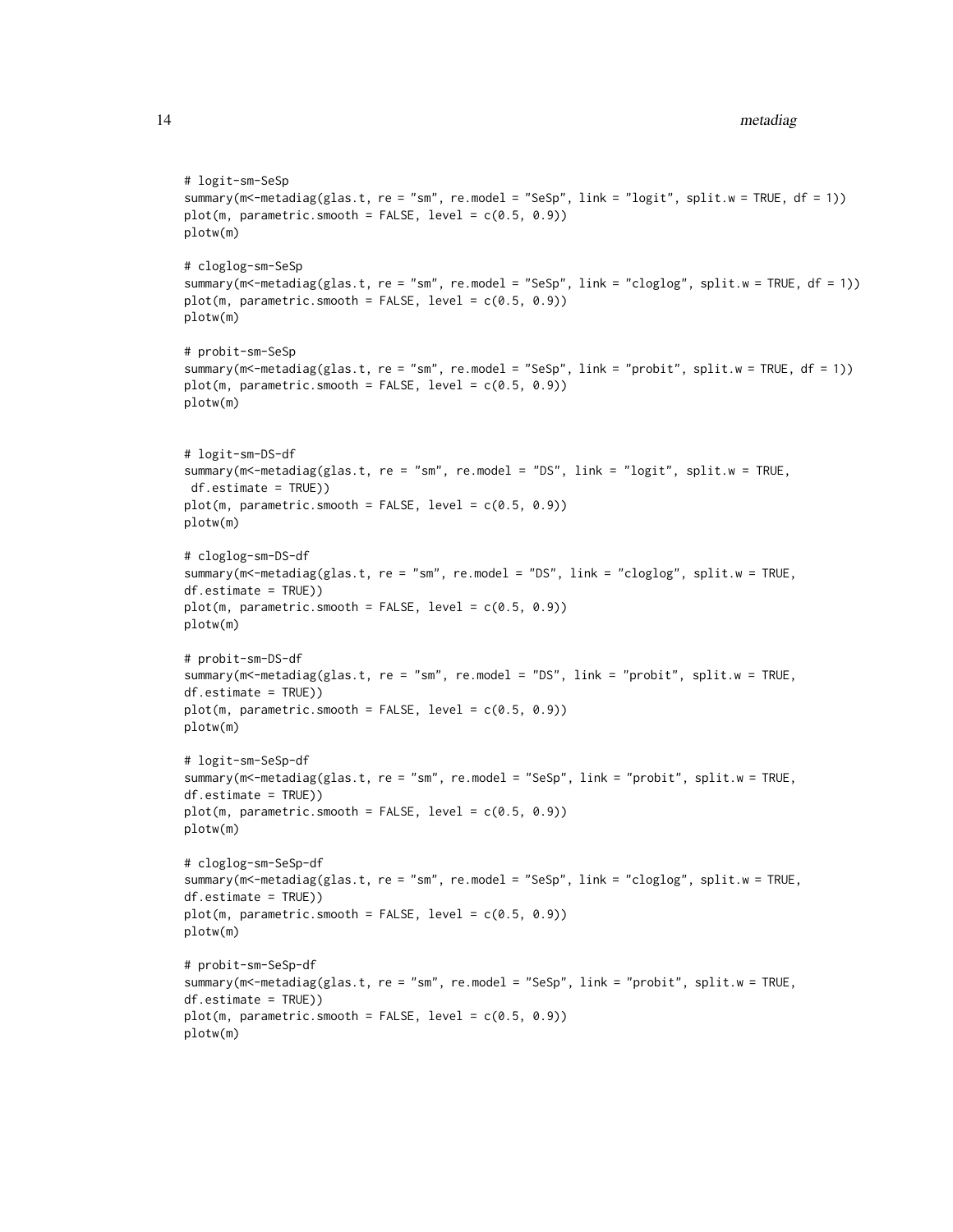```
# logit-sm-SeSp
summary(m<-metadiag(glas.t, re = "sm", re.model = "SeSp", link = "logit", split.w = TRUE, df = 1))
plot(m, parametric.smooth = FALSE, level = c(0.5, 0.9))
plotw(m)

# cloglog-sm-SeSp
summary(m<-metadiag(glas.t, re = "sm", re.model = "SeSp", link = "cloglog", split.w = TRUE, df = 1))
plot(m, parametric.smooth = FALSE, level = c(0.5, 0.9))
plotw(m)

# probit-sm-SeSp
summary(m<-metadiag(glas.t, re = "sm", re.model = "SeSp", link = "probit", split.w = TRUE, df = 1))
plot(m, parametric.smooth = FALSE, level = c(0.5, 0.9))
plotw(m)


# logit-sm-DS-df
summary(m<-metadiag(glas.t, re = "sm", re.model = "DS", link = "logit", split.w = TRUE,
 df.estimate = TRUE))
plot(m, parametric.smooth = FALSE, level = c(0.5, 0.9))
plotw(m)

# cloglog-sm-DS-df
summary(m<-metadiag(glas.t, re = "sm", re.model = "DS", link = "cloglog", split.w = TRUE,
df.estimate = TRUE))
plot(m, parametric.smooth = FALSE, level = c(0.5, 0.9))
plotw(m)

# probit-sm-DS-df
summary(m<-metadiag(glas.t, re = "sm", re.model = "DS", link = "probit", split.w = TRUE,
df.estimate = TRUE))
plot(m, parametric.smooth = FALSE, level = c(0.5, 0.9))
plotw(m)

# logit-sm-SeSp-df
summary(m<-metadiag(glas.t, re = "sm", re.model = "SeSp", link = "probit", split.w = TRUE,
df.estimate = TRUE))
plot(m, parametric.smooth = FALSE, level = c(0.5, 0.9))
plotw(m)

# cloglog-sm-SeSp-df
summary(m<-metadiag(glas.t, re = "sm", re.model = "SeSp", link = "cloglog", split.w = TRUE,
df.estimate = TRUE))
plot(m, parametric.smooth = FALSE, level = c(0.5, 0.9))
plotw(m)

# probit-sm-SeSp-df
summary(m<-metadiag(glas.t, re = "sm", re.model = "SeSp", link = "probit", split.w = TRUE,
df.estimate = TRUE))
plot(m, parametric.smooth = FALSE, level = c(0.5, 0.9))
plotw(m)
```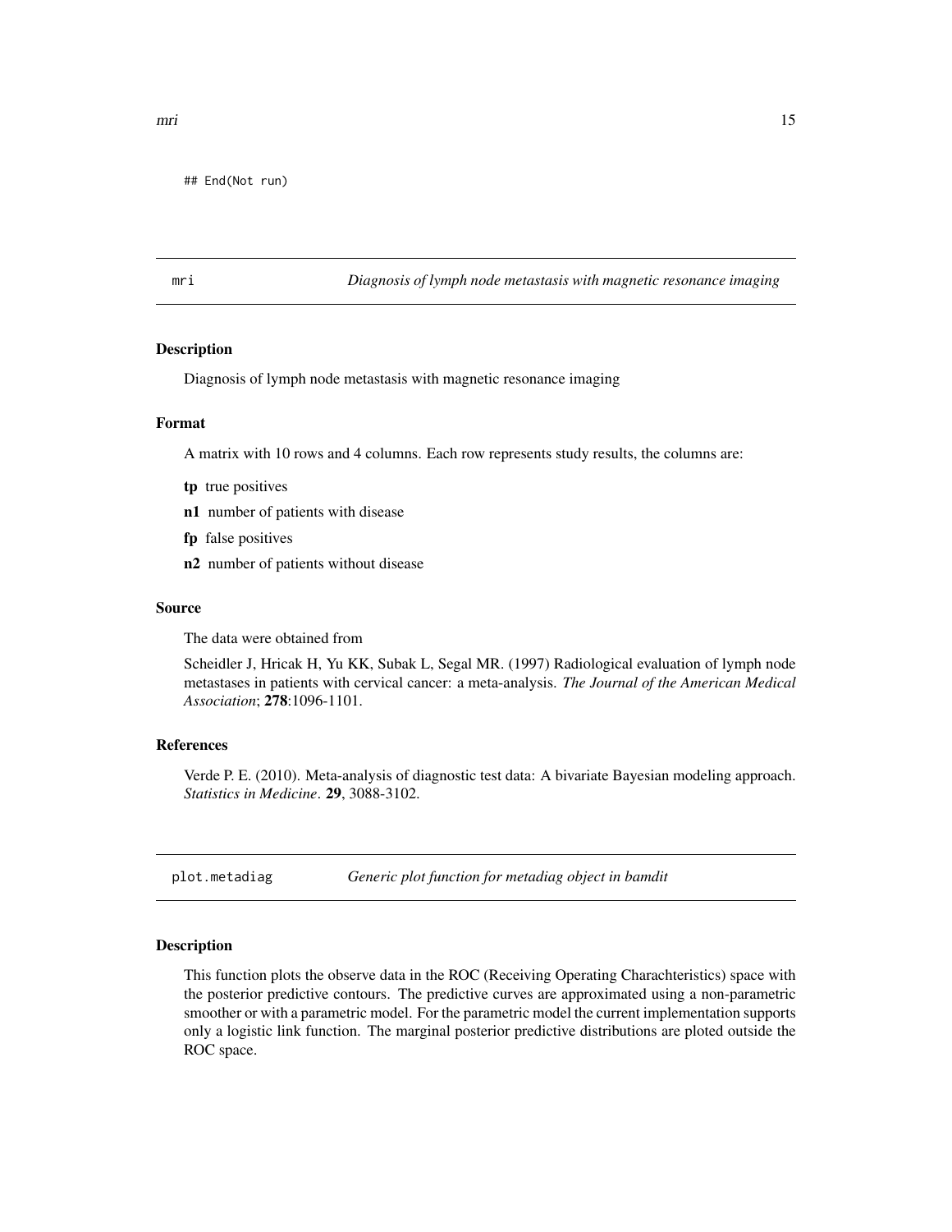```
## End(Not run)
```

## mri — *Diagnosis of lymph node metastasis with magnetic resonance imaging*

### Description

Diagnosis of lymph node metastasis with magnetic resonance imaging

### Format

A matrix with 10 rows and 4 columns. Each row represents study results, the columns are:

- **tp** true positives
- **n1** number of patients with disease
- **fp** false positives
- **n2** number of patients without disease

### Source

The data were obtained from

Scheidler J, Hricak H, Yu KK, Subak L, Segal MR. (1997) Radiological evaluation of lymph node metastases in patients with cervical cancer: a meta-analysis. *The Journal of the American Medical Association*; **278**:1096-1101.

### References

Verde P. E. (2010). Meta-analysis of diagnostic test data: A bivariate Bayesian modeling approach. *Statistics in Medicine*. **29**, 3088-3102.

## plot.metadiag — *Generic plot function for metadiag object in bamdit*

### Description

This function plots the observe data in the ROC (Receiving Operating Charachteristics) space with the posterior predictive contours. The predictive curves are approximated using a non-parametric smoother or with a parametric model. For the parametric model the current implementation supports only a logistic link function. The marginal posterior predictive distributions are ploted outside the ROC space.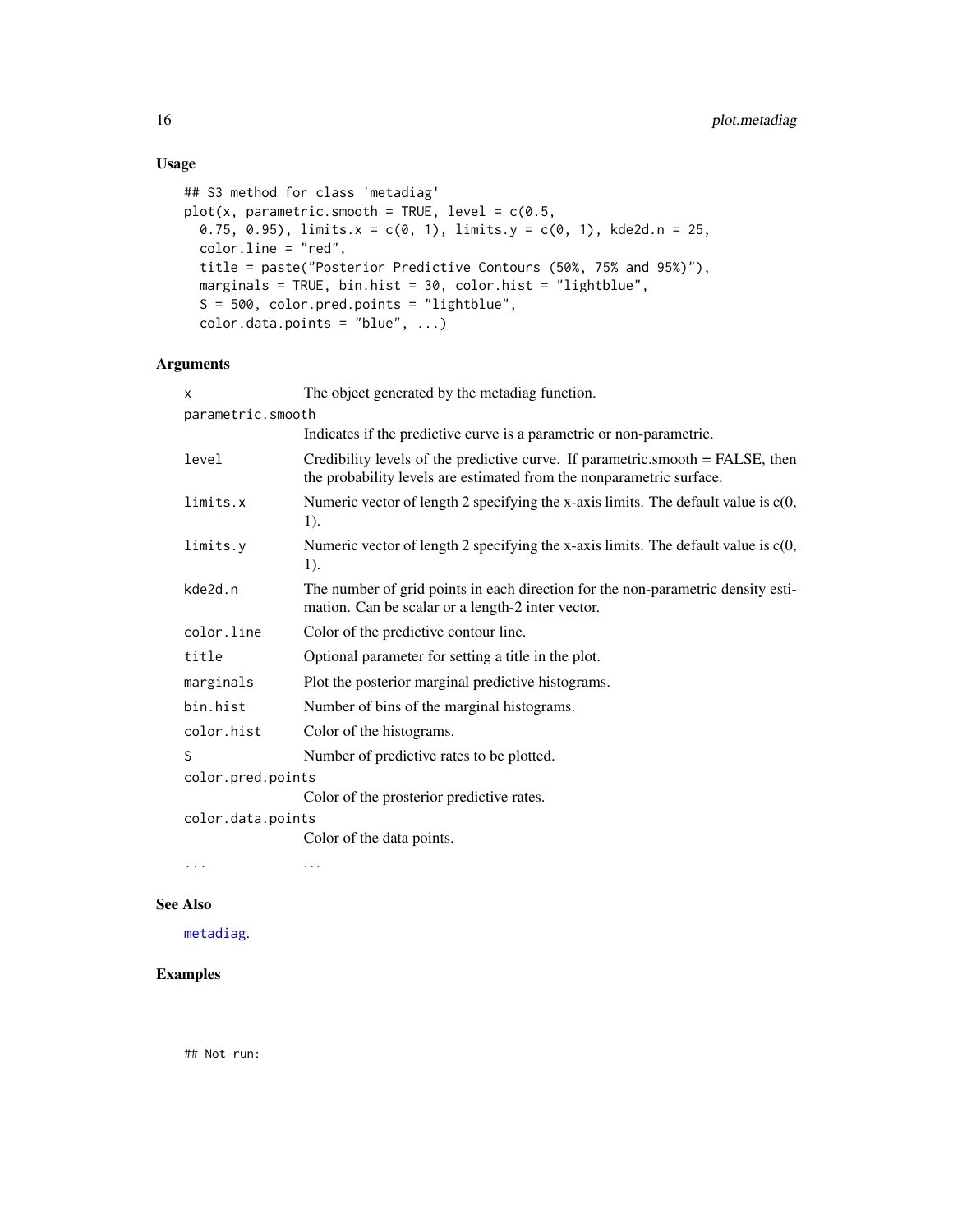## Usage

```
## S3 method for class 'metadiag'
plot(x, parametric.smooth = TRUE, level = c(0.5,
  0.75, 0.95), limits.x = c(0, 1), limits.y = c(0, 1), kde2d.n = 25,
  color.line = "red",
  title = paste("Posterior Predictive Contours (50%, 75% and 95%)"),
  marginals = TRUE, bin.hist = 30, color.hist = "lightblue",
  S = 500, color.pred.points = "lightblue",
  color.data.points = "blue", ...)
```

## Arguments

| | |
|---|---|
| `x` | The object generated by the metadiag function. |
| `parametric.smooth` | Indicates if the predictive curve is a parametric or non-parametric. |
| `level` | Credibility levels of the predictive curve. If parametric.smooth = FALSE, then the probability levels are estimated from the nonparametric surface. |
| `limits.x` | Numeric vector of length 2 specifying the x-axis limits. The default value is c(0, 1). |
| `limits.y` | Numeric vector of length 2 specifying the x-axis limits. The default value is c(0, 1). |
| `kde2d.n` | The number of grid points in each direction for the non-parametric density estimation. Can be scalar or a length-2 inter vector. |
| `color.line` | Color of the predictive contour line. |
| `title` | Optional parameter for setting a title in the plot. |
| `marginals` | Plot the posterior marginal predictive histograms. |
| `bin.hist` | Number of bins of the marginal histograms. |
| `color.hist` | Color of the histograms. |
| `S` | Number of predictive rates to be plotted. |
| `color.pred.points` | Color of the prosterior predictive rates. |
| `color.data.points` | Color of the data points. |
| `...` | ... |

## See Also

metadiag.

## Examples

```
## Not run:
```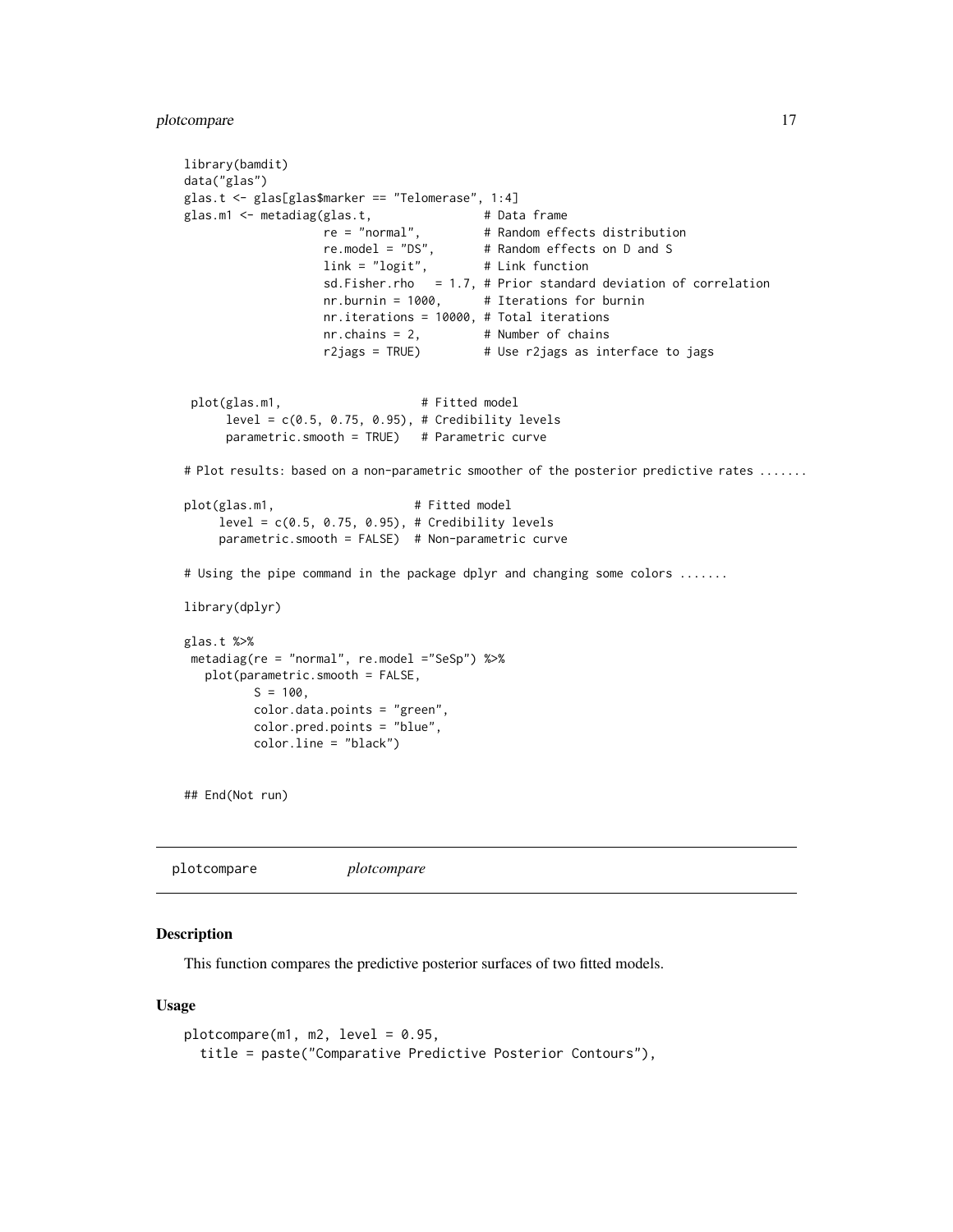```
library(bamdit)
data("glas")
glas.t <- glas[glas$marker == "Telomerase", 1:4]
glas.m1 <- metadiag(glas.t,                # Data frame
                    re = "normal",         # Random effects distribution
                    re.model = "DS",       # Random effects on D and S
                    link = "logit",        # Link function
                    sd.Fisher.rho   = 1.7, # Prior standard deviation of correlation
                    nr.burnin = 1000,      # Iterations for burnin
                    nr.iterations = 10000, # Total iterations
                    nr.chains = 2,         # Number of chains
                    r2jags = TRUE)         # Use r2jags as interface to jags


 plot(glas.m1,                    # Fitted model
      level = c(0.5, 0.75, 0.95), # Credibility levels
      parametric.smooth = TRUE)   # Parametric curve

# Plot results: based on a non-parametric smoother of the posterior predictive rates .......

plot(glas.m1,                    # Fitted model
     level = c(0.5, 0.75, 0.95), # Credibility levels
     parametric.smooth = FALSE)  # Non-parametric curve

# Using the pipe command in the package dplyr and changing some colors .......

library(dplyr)

glas.t %>%
 metadiag(re = "normal", re.model ="SeSp") %>%
   plot(parametric.smooth = FALSE,
          S = 100,
          color.data.points = "green",
          color.pred.points = "blue",
          color.line = "black")


## End(Not run)
```

---

plotcompare    *plotcompare*

---

### Description

This function compares the predictive posterior surfaces of two fitted models.

### Usage

```
plotcompare(m1, m2, level = 0.95,
  title = paste("Comparative Predictive Posterior Contours"),
```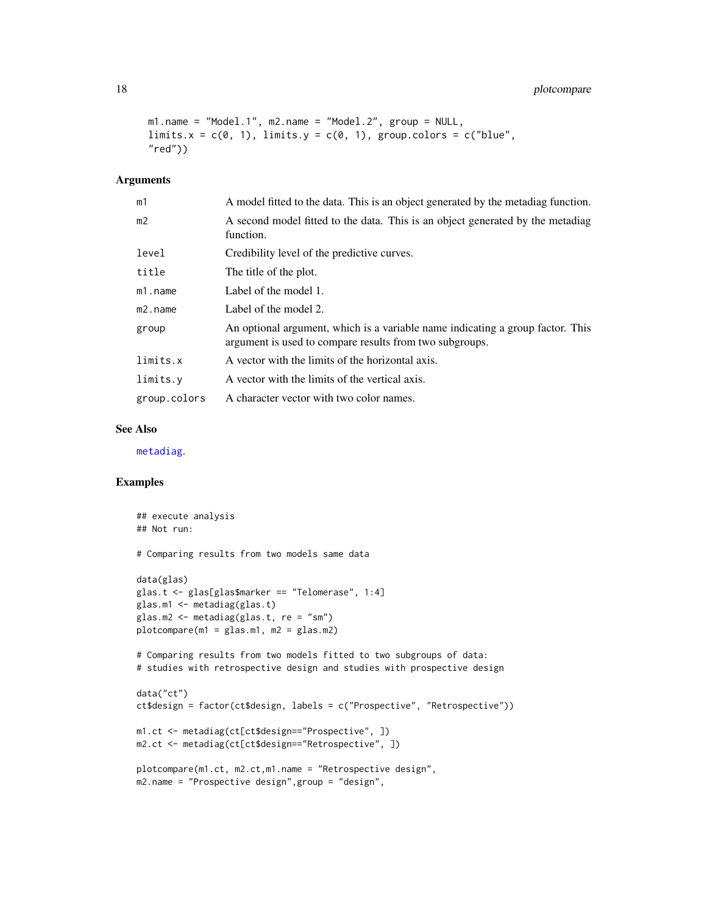```
  m1.name = "Model.1", m2.name = "Model.2", group = NULL,
  limits.x = c(0, 1), limits.y = c(0, 1), group.colors = c("blue",
  "red"))
```

## Arguments

| | |
|---|---|
| m1 | A model fitted to the data. This is an object generated by the metadiag function. |
| m2 | A second model fitted to the data. This is an object generated by the metadiag function. |
| level | Credibility level of the predictive curves. |
| title | The title of the plot. |
| m1.name | Label of the model 1. |
| m2.name | Label of the model 2. |
| group | An optional argument, which is a variable name indicating a group factor. This argument is used to compare results from two subgroups. |
| limits.x | A vector with the limits of the horizontal axis. |
| limits.y | A vector with the limits of the vertical axis. |
| group.colors | A character vector with two color names. |

## See Also

metadiag.

## Examples

```
## execute analysis
## Not run:

# Comparing results from two models same data

data(glas)
glas.t <- glas[glas$marker == "Telomerase", 1:4]
glas.m1 <- metadiag(glas.t)
glas.m2 <- metadiag(glas.t, re = "sm")
plotcompare(m1 = glas.m1, m2 = glas.m2)

# Comparing results from two models fitted to two subgroups of data:
# studies with retrospective design and studies with prospective design

data("ct")
ct$design = factor(ct$design, labels = c("Prospective", "Retrospective"))

m1.ct <- metadiag(ct[ct$design=="Prospective", ])
m2.ct <- metadiag(ct[ct$design=="Retrospective", ])

plotcompare(m1.ct, m2.ct,m1.name = "Retrospective design",
m2.name = "Prospective design",group = "design",
```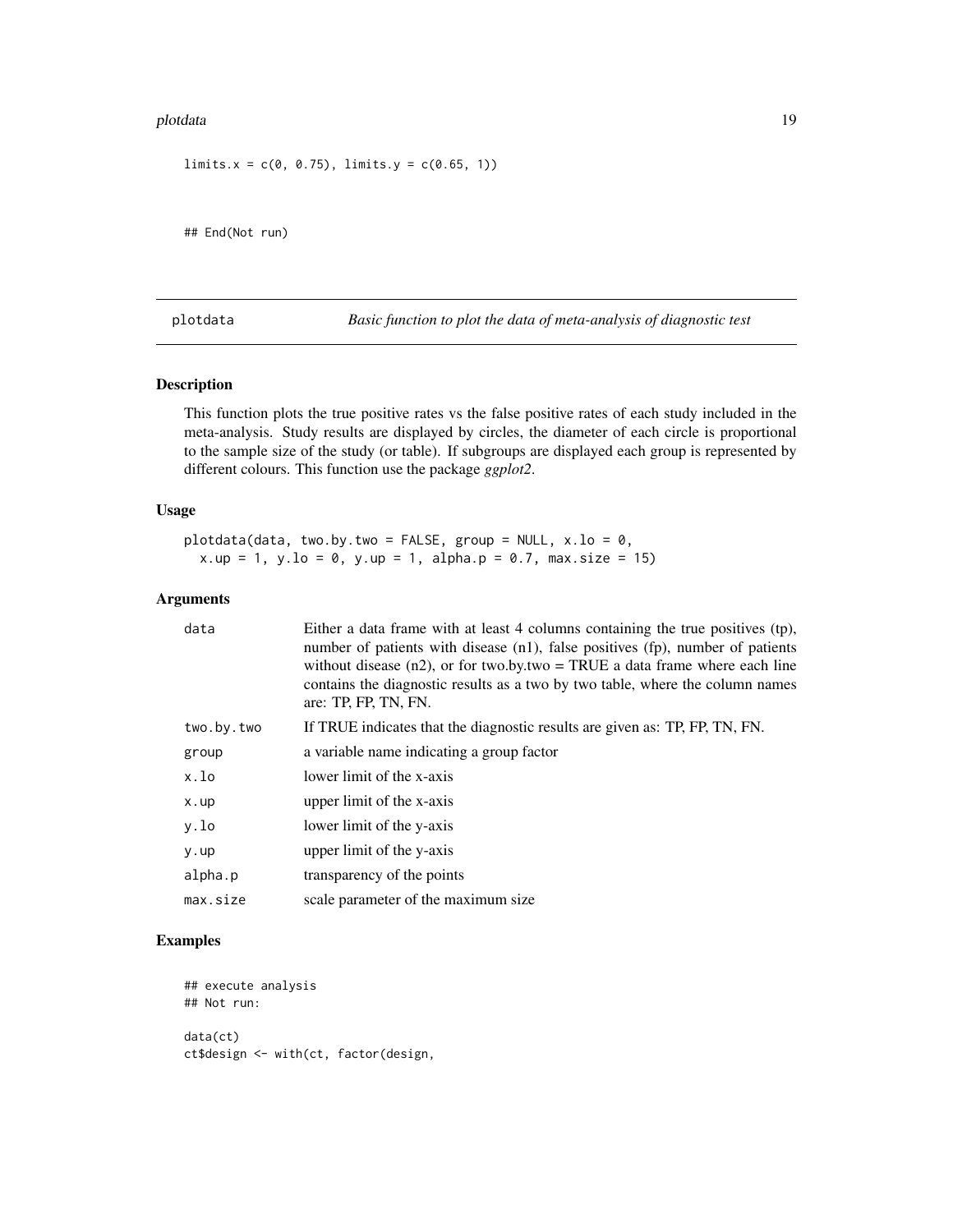```
limits.x = c(0, 0.75), limits.y = c(0.65, 1))


## End(Not run)
```

---

plotdata — *Basic function to plot the data of meta-analysis of diagnostic test*

---

### Description

This function plots the true positive rates vs the false positive rates of each study included in the meta-analysis. Study results are displayed by circles, the diameter of each circle is proportional to the sample size of the study (or table). If subgroups are displayed each group is represented by different colours. This function use the package *ggplot2*.

### Usage

```
plotdata(data, two.by.two = FALSE, group = NULL, x.lo = 0,
  x.up = 1, y.lo = 0, y.up = 1, alpha.p = 0.7, max.size = 15)
```

### Arguments

| | |
|---|---|
| data | Either a data frame with at least 4 columns containing the true positives (tp), number of patients with disease (n1), false positives (fp), number of patients without disease (n2), or for two.by.two = TRUE a data frame where each line contains the diagnostic results as a two by two table, where the column names are: TP, FP, TN, FN. |
| two.by.two | If TRUE indicates that the diagnostic results are given as: TP, FP, TN, FN. |
| group | a variable name indicating a group factor |
| x.lo | lower limit of the x-axis |
| x.up | upper limit of the x-axis |
| y.lo | lower limit of the y-axis |
| y.up | upper limit of the y-axis |
| alpha.p | transparency of the points |
| max.size | scale parameter of the maximum size |

### Examples

```
## execute analysis
## Not run:

data(ct)
ct$design <- with(ct, factor(design,
```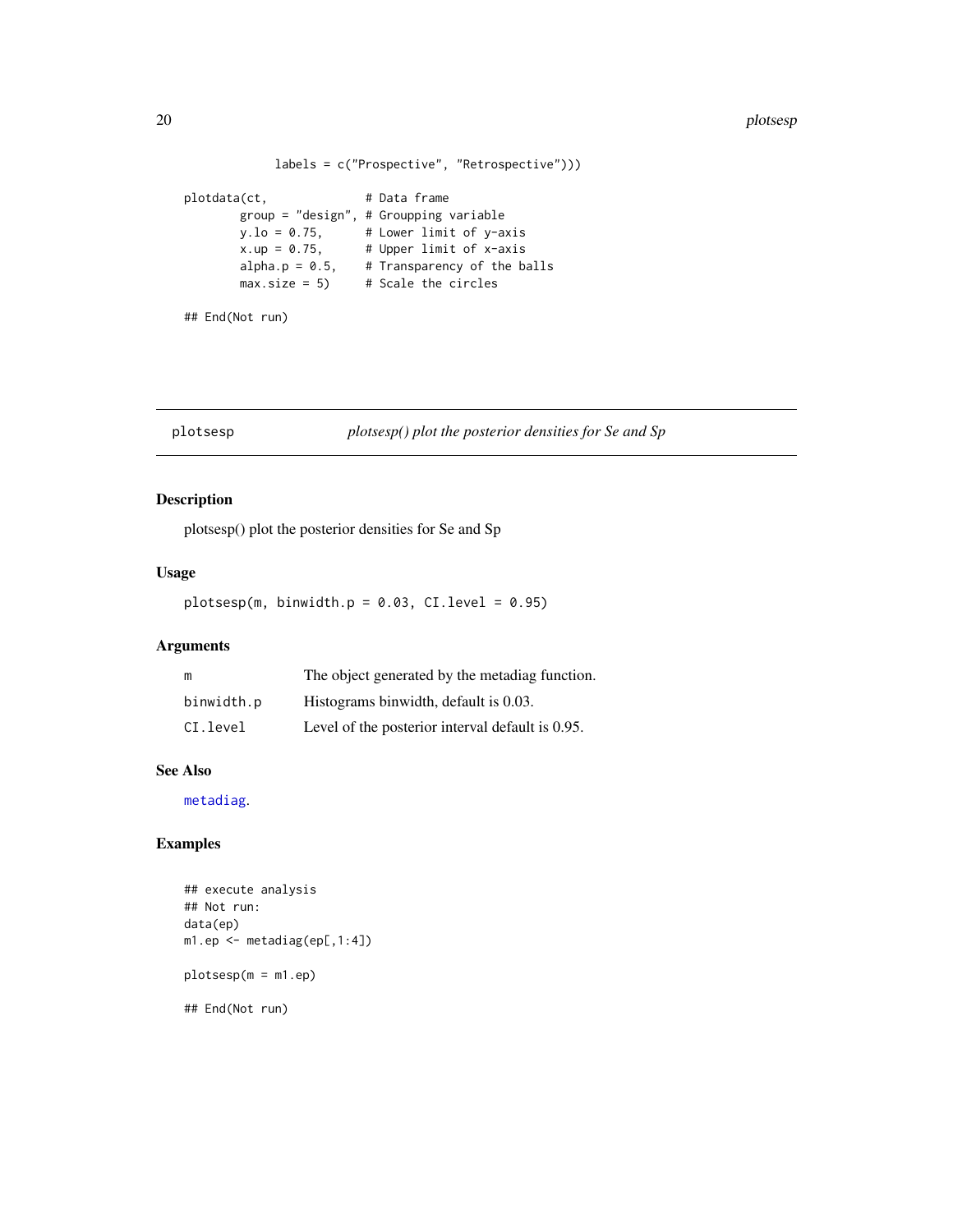```
            labels = c("Prospective", "Retrospective")))

plotdata(ct,             # Data frame
        group = "design", # Groupping variable
        y.lo = 0.75,      # Lower limit of y-axis
        x.up = 0.75,      # Upper limit of x-axis
        alpha.p = 0.5,    # Transparency of the balls
        max.size = 5)     # Scale the circles

## End(Not run)
```

## plotsesp — *plotsesp() plot the posterior densities for Se and Sp*

### Description

plotsesp() plot the posterior densities for Se and Sp

### Usage

```
plotsesp(m, binwidth.p = 0.03, CI.level = 0.95)
```

### Arguments

| | |
|---|---|
| m | The object generated by the metadiag function. |
| binwidth.p | Histograms binwidth, default is 0.03. |
| CI.level | Level of the posterior interval default is 0.95. |

### See Also

metadiag.

### Examples

```
## execute analysis
## Not run:
data(ep)
m1.ep <- metadiag(ep[,1:4])

plotsesp(m = m1.ep)

## End(Not run)
```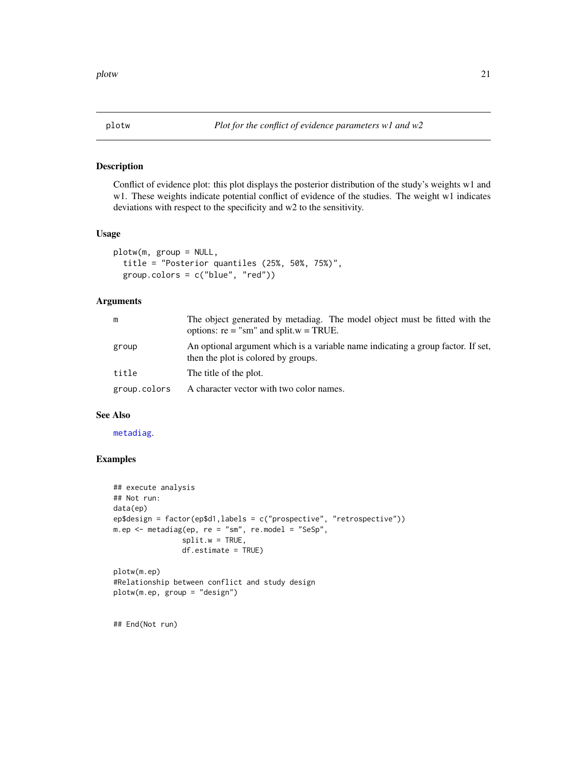# plotw — *Plot for the conflict of evidence parameters w1 and w2*

## Description

Conflict of evidence plot: this plot displays the posterior distribution of the study's weights w1 and w1. These weights indicate potential conflict of evidence of the studies. The weight w1 indicates deviations with respect to the specificity and w2 to the sensitivity.

## Usage

```
plotw(m, group = NULL,
  title = "Posterior quantiles (25%, 50%, 75%)",
  group.colors = c("blue", "red"))
```

## Arguments

| | |
|---|---|
| `m` | The object generated by metadiag. The model object must be fitted with the options: re = "sm" and split.w = TRUE. |
| `group` | An optional argument which is a variable name indicating a group factor. If set, then the plot is colored by groups. |
| `title` | The title of the plot. |
| `group.colors` | A character vector with two color names. |

## See Also

`metadiag`.

## Examples

```
## execute analysis
## Not run:
data(ep)
ep$design = factor(ep$d1,labels = c("prospective", "retrospective"))
m.ep <- metadiag(ep, re = "sm", re.model = "SeSp",
               split.w = TRUE,
               df.estimate = TRUE)

plotw(m.ep)
#Relationship between conflict and study design
plotw(m.ep, group = "design")


## End(Not run)
```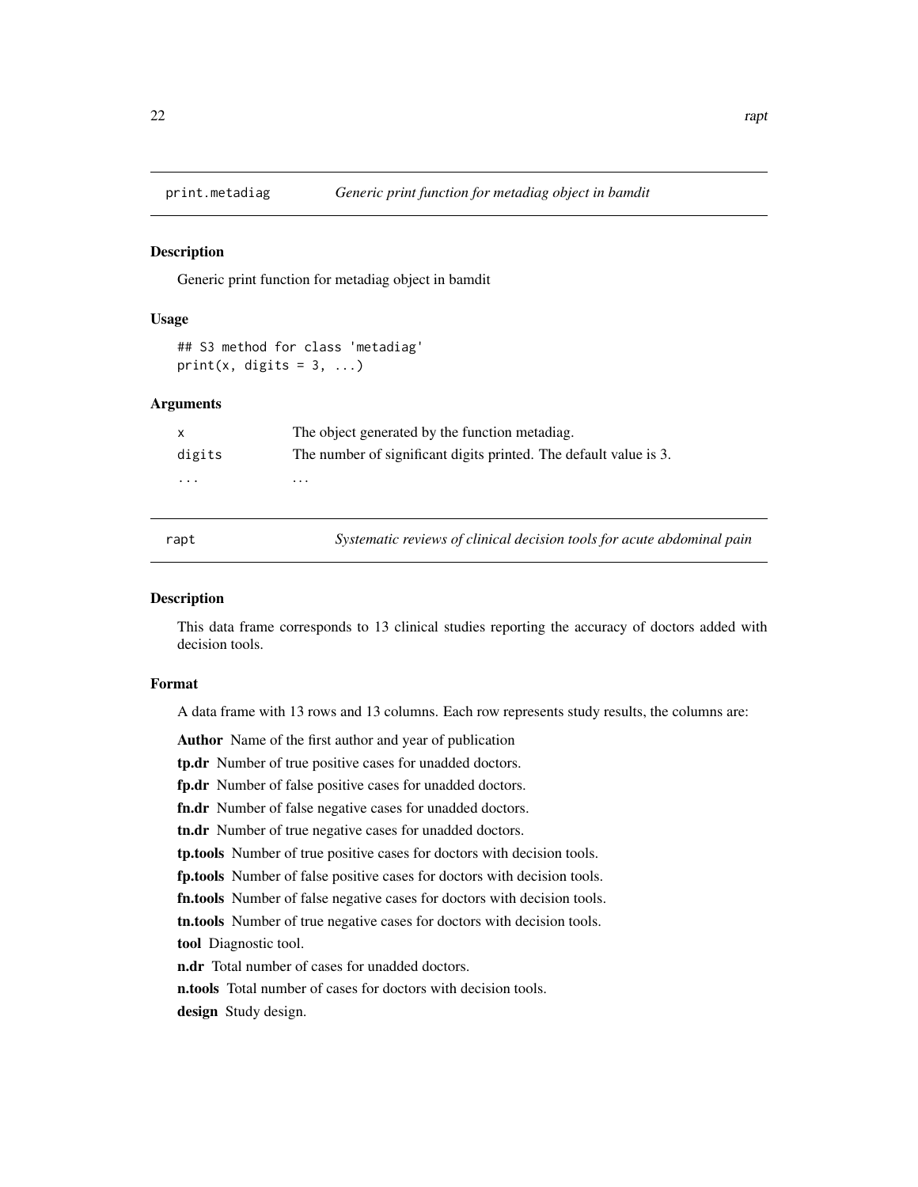## print.metadiag *Generic print function for metadiag object in bamdit*

### Description

Generic print function for metadiag object in bamdit

### Usage

```
## S3 method for class 'metadiag'
print(x, digits = 3, ...)
```

### Arguments

| | |
|---|---|
| x | The object generated by the function metadiag. |
| digits | The number of significant digits printed. The default value is 3. |
| ... | ... |

## rapt *Systematic reviews of clinical decision tools for acute abdominal pain*

### Description

This data frame corresponds to 13 clinical studies reporting the accuracy of doctors added with decision tools.

### Format

A data frame with 13 rows and 13 columns. Each row represents study results, the columns are:

**Author** Name of the first author and year of publication

**tp.dr** Number of true positive cases for unadded doctors.

**fp.dr** Number of false positive cases for unadded doctors.

**fn.dr** Number of false negative cases for unadded doctors.

**tn.dr** Number of true negative cases for unadded doctors.

**tp.tools** Number of true positive cases for doctors with decision tools.

**fp.tools** Number of false positive cases for doctors with decision tools.

**fn.tools** Number of false negative cases for doctors with decision tools.

**tn.tools** Number of true negative cases for doctors with decision tools.

**tool** Diagnostic tool.

**n.dr** Total number of cases for unadded doctors.

**n.tools** Total number of cases for doctors with decision tools.

**design** Study design.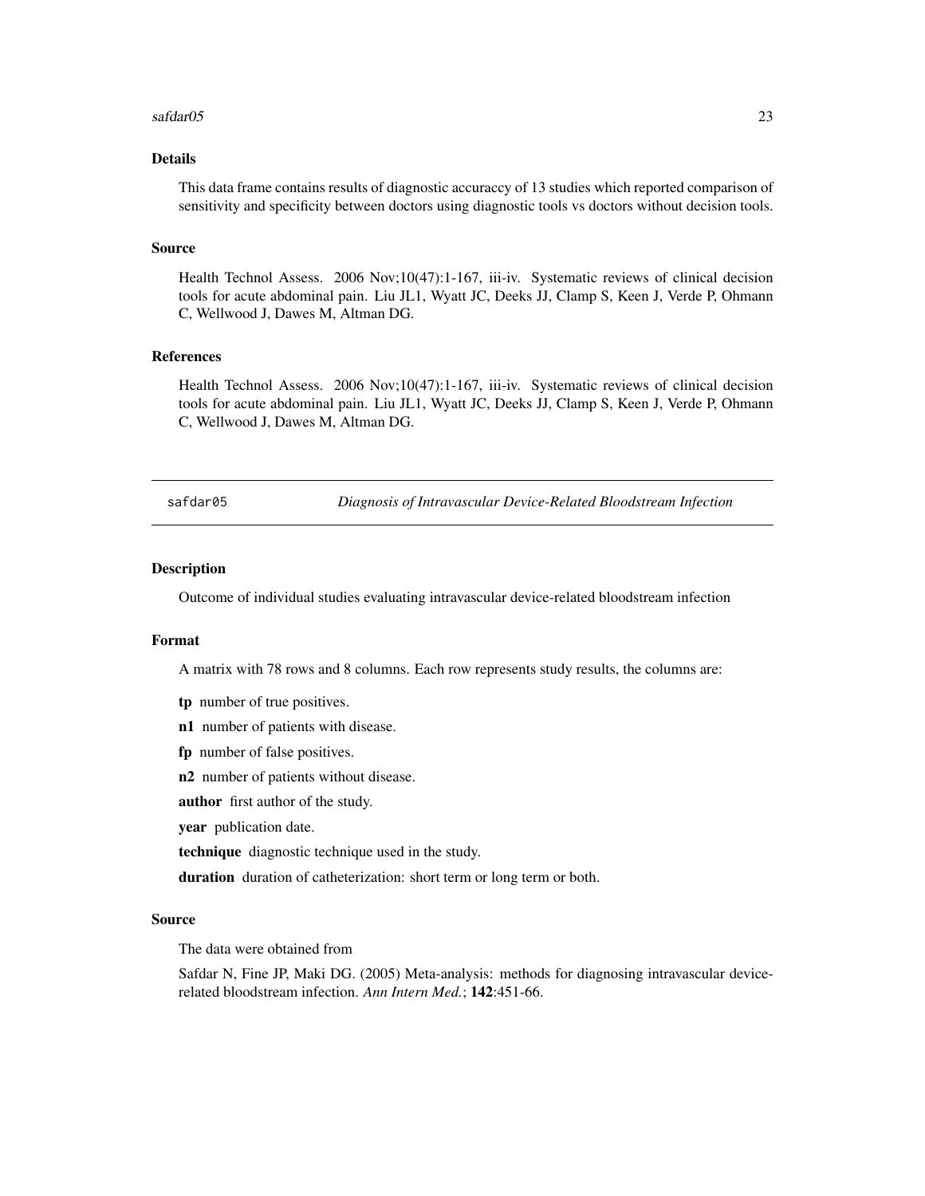### Details

This data frame contains results of diagnostic accuraccy of 13 studies which reported comparison of sensitivity and specificity between doctors using diagnostic tools vs doctors without decision tools.

### Source

Health Technol Assess. 2006 Nov;10(47):1-167, iii-iv. Systematic reviews of clinical decision tools for acute abdominal pain. Liu JL1, Wyatt JC, Deeks JJ, Clamp S, Keen J, Verde P, Ohmann C, Wellwood J, Dawes M, Altman DG.

### References

Health Technol Assess. 2006 Nov;10(47):1-167, iii-iv. Systematic reviews of clinical decision tools for acute abdominal pain. Liu JL1, Wyatt JC, Deeks JJ, Clamp S, Keen J, Verde P, Ohmann C, Wellwood J, Dawes M, Altman DG.

---

## safdar05 — *Diagnosis of Intravascular Device-Related Bloodstream Infection*

### Description

Outcome of individual studies evaluating intravascular device-related bloodstream infection

### Format

A matrix with 78 rows and 8 columns. Each row represents study results, the columns are:

- **tp** number of true positives.
- **n1** number of patients with disease.
- **fp** number of false positives.
- **n2** number of patients without disease.
- **author** first author of the study.
- **year** publication date.
- **technique** diagnostic technique used in the study.
- **duration** duration of catheterization: short term or long term or both.

### Source

The data were obtained from

Safdar N, Fine JP, Maki DG. (2005) Meta-analysis: methods for diagnosing intravascular device-related bloodstream infection. *Ann Intern Med.*; **142**:451-66.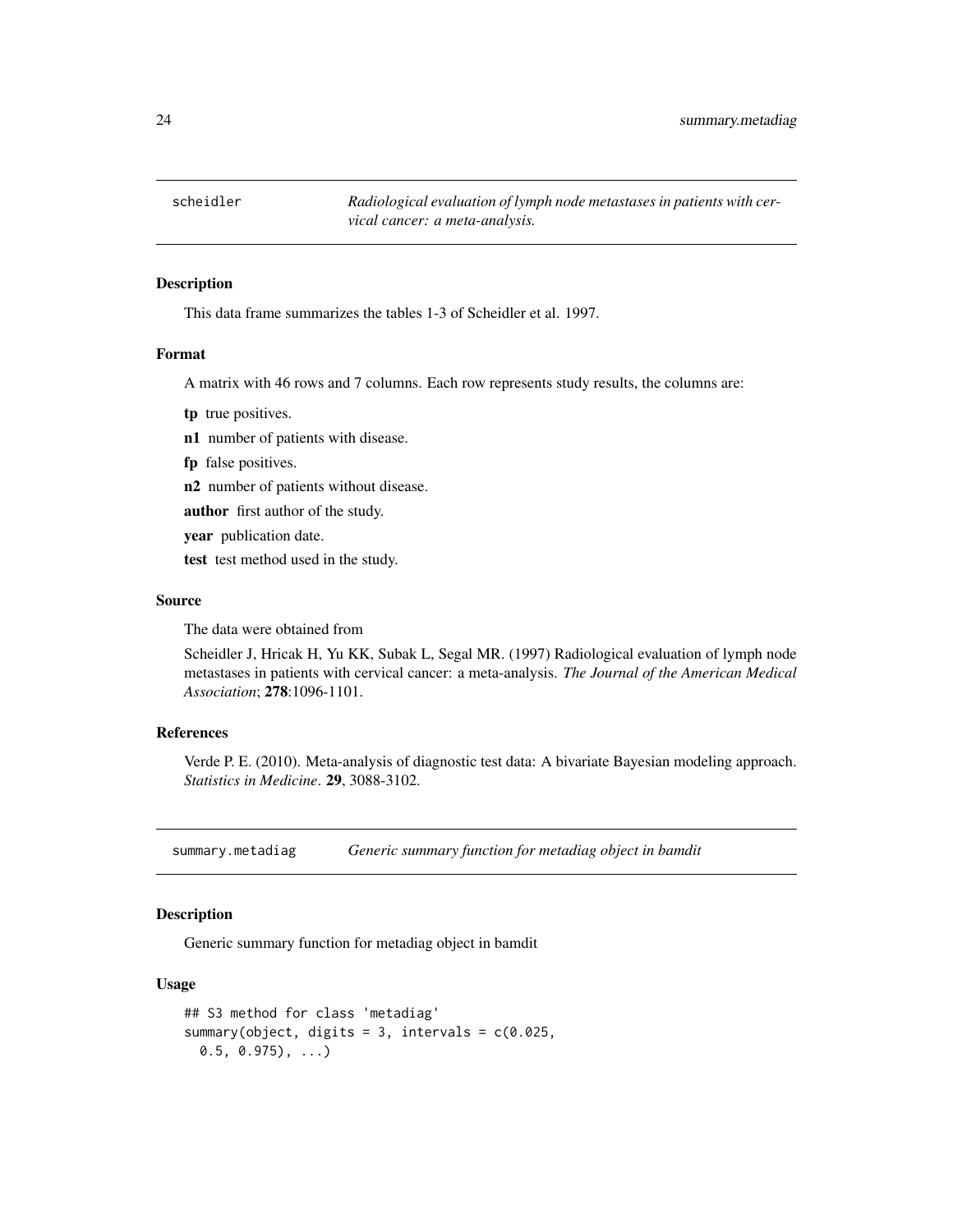`scheidler` *Radiological evaluation of lymph node metastases in patients with cervical cancer: a meta-analysis.*

## Description

This data frame summarizes the tables 1-3 of Scheidler et al. 1997.

## Format

A matrix with 46 rows and 7 columns. Each row represents study results, the columns are:

**tp** true positives.

**n1** number of patients with disease.

**fp** false positives.

**n2** number of patients without disease.

**author** first author of the study.

**year** publication date.

**test** test method used in the study.

## Source

The data were obtained from

Scheidler J, Hricak H, Yu KK, Subak L, Segal MR. (1997) Radiological evaluation of lymph node metastases in patients with cervical cancer: a meta-analysis. *The Journal of the American Medical Association*; **278**:1096-1101.

## References

Verde P. E. (2010). Meta-analysis of diagnostic test data: A bivariate Bayesian modeling approach. *Statistics in Medicine*. **29**, 3088-3102.

---

`summary.metadiag` *Generic summary function for metadiag object in bamdit*

## Description

Generic summary function for metadiag object in bamdit

## Usage

```
## S3 method for class 'metadiag'
summary(object, digits = 3, intervals = c(0.025,
  0.5, 0.975), ...)
```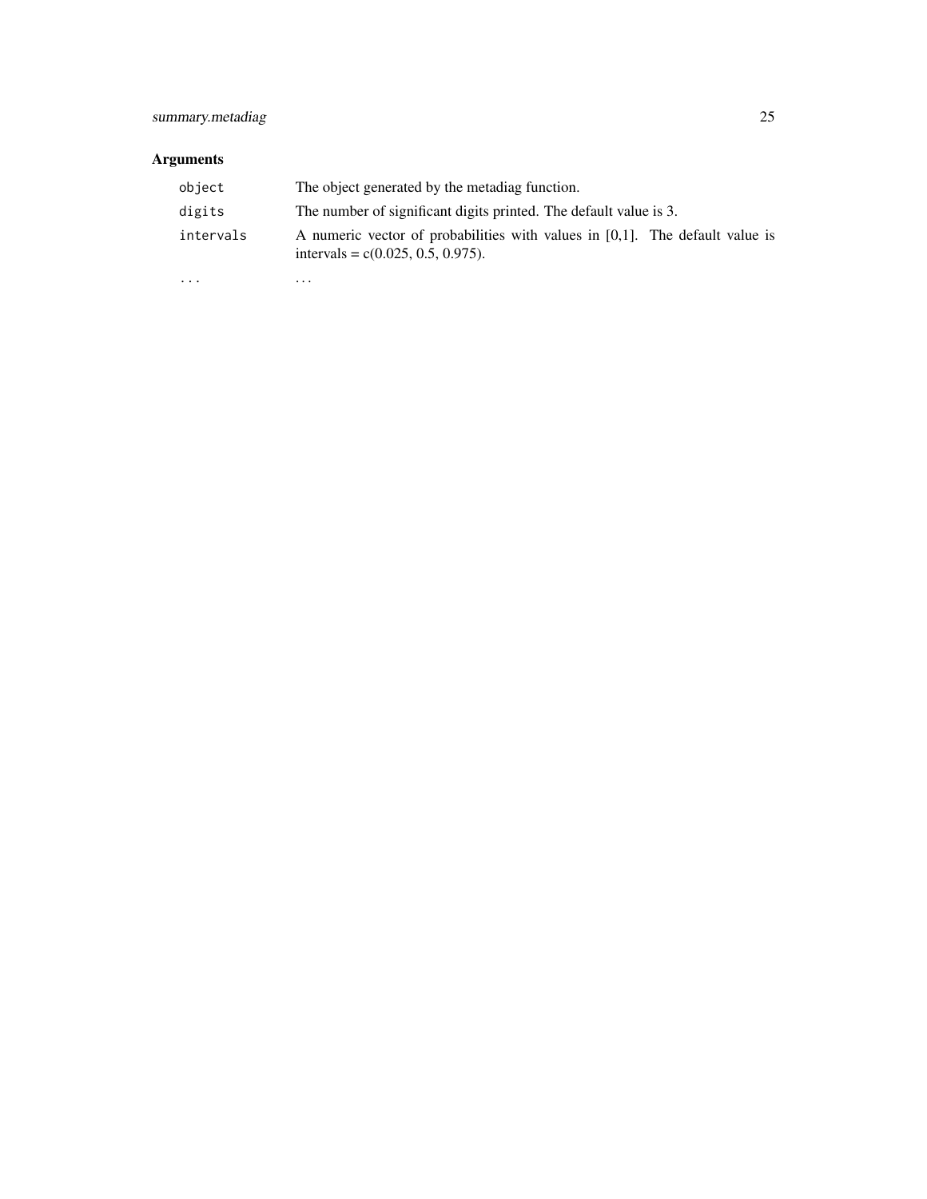## Arguments

| | |
|---|---|
| `object` | The object generated by the metadiag function. |
| `digits` | The number of significant digits printed. The default value is 3. |
| `intervals` | A numeric vector of probabilities with values in [0,1]. The default value is intervals = c(0.025, 0.5, 0.975). |
| `...` | ... |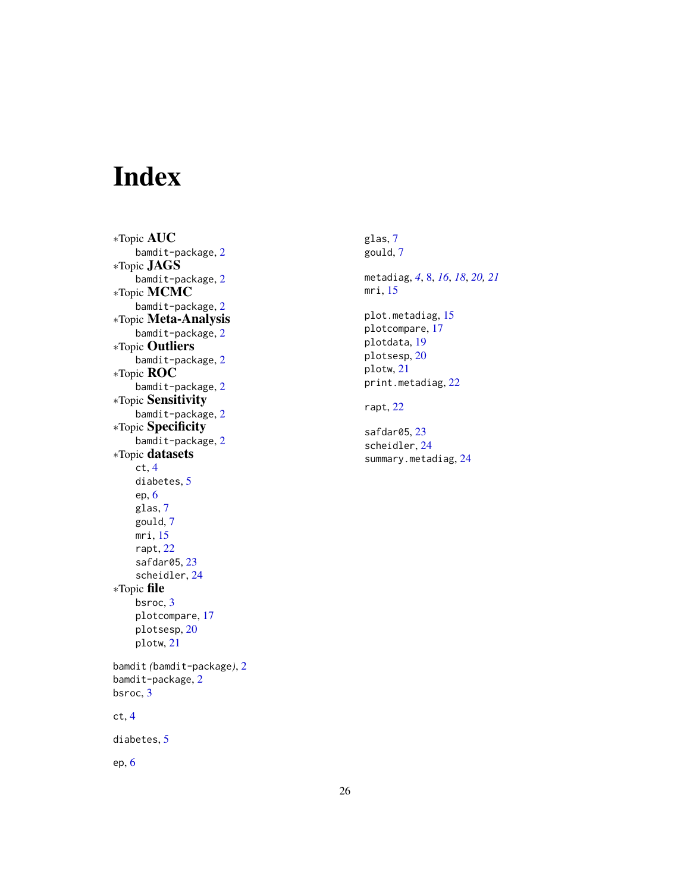# Index

*Topic **AUC**
- bamdit-package, 2

*Topic **JAGS**
- bamdit-package, 2

*Topic **MCMC**
- bamdit-package, 2

*Topic **Meta-Analysis**
- bamdit-package, 2

*Topic **Outliers**
- bamdit-package, 2

*Topic **ROC**
- bamdit-package, 2

*Topic **Sensitivity**
- bamdit-package, 2

*Topic **Specificity**
- bamdit-package, 2

*Topic **datasets**
- ct, 4
- diabetes, 5
- ep, 6
- glas, 7
- gould, 7
- mri, 15
- rapt, 22
- safdar05, 23
- scheidler, 24

*Topic **file**
- bsroc, 3
- plotcompare, 17
- plotsesp, 20
- plotw, 21

bamdit *(*bamdit-package*)*, 2
bamdit-package, 2
bsroc, 3

ct, 4

diabetes, 5

ep, 6

glas, 7
gould, 7

metadiag, *4*, 8, *16*, *18*, *20, 21*
mri, 15

plot.metadiag, 15
plotcompare, 17
plotdata, 19
plotsesp, 20
plotw, 21
print.metadiag, 22

rapt, 22

safdar05, 23
scheidler, 24
summary.metadiag, 24